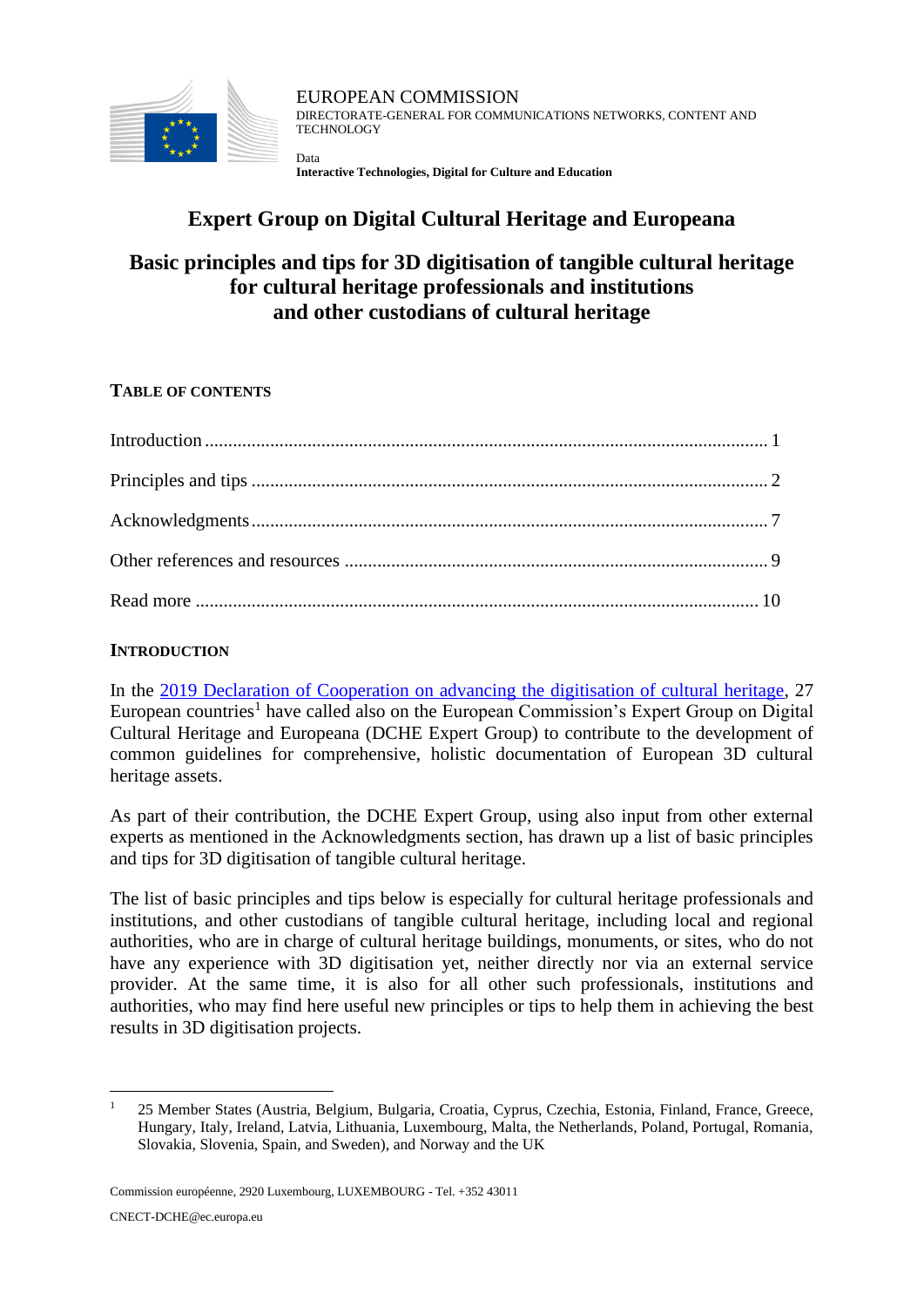EUROPEAN COMMISSION
DIRECTORATE-GENERAL FOR COMMUNICATIONS NETWORKS, CONTENT AND TECHNOLOGY

Data
**Interactive Technologies, Digital for Culture and Education**

# Expert Group on Digital Cultural Heritage and Europeana

# Basic principles and tips for 3D digitisation of tangible cultural heritage for cultural heritage professionals and institutions and other custodians of cultural heritage

## TABLE OF CONTENTS

Introduction ........................................................................................................ 1

Principles and tips .............................................................................................. 2

Acknowledgments ............................................................................................... 7

Other references and resources .......................................................................... 9

Read more ......................................................................................................... 10

## INTRODUCTION

In the 2019 Declaration of Cooperation on advancing the digitisation of cultural heritage, 27 European countries[1] have called also on the European Commission's Expert Group on Digital Cultural Heritage and Europeana (DCHE Expert Group) to contribute to the development of common guidelines for comprehensive, holistic documentation of European 3D cultural heritage assets.

As part of their contribution, the DCHE Expert Group, using also input from other external experts as mentioned in the Acknowledgments section, has drawn up a list of basic principles and tips for 3D digitisation of tangible cultural heritage.

The list of basic principles and tips below is especially for cultural heritage professionals and institutions, and other custodians of tangible cultural heritage, including local and regional authorities, who are in charge of cultural heritage buildings, monuments, or sites, who do not have any experience with 3D digitisation yet, neither directly nor via an external service provider. At the same time, it is also for all other such professionals, institutions and authorities, who may find here useful new principles or tips to help them in achieving the best results in 3D digitisation projects.

---

[1] 25 Member States (Austria, Belgium, Bulgaria, Croatia, Cyprus, Czechia, Estonia, Finland, France, Greece, Hungary, Italy, Ireland, Latvia, Lithuania, Luxembourg, Malta, the Netherlands, Poland, Portugal, Romania, Slovakia, Slovenia, Spain, and Sweden), and Norway and the UK

Commission européenne, 2920 Luxembourg, LUXEMBOURG - Tel. +352 43011

CNECT-DCHE@ec.europa.eu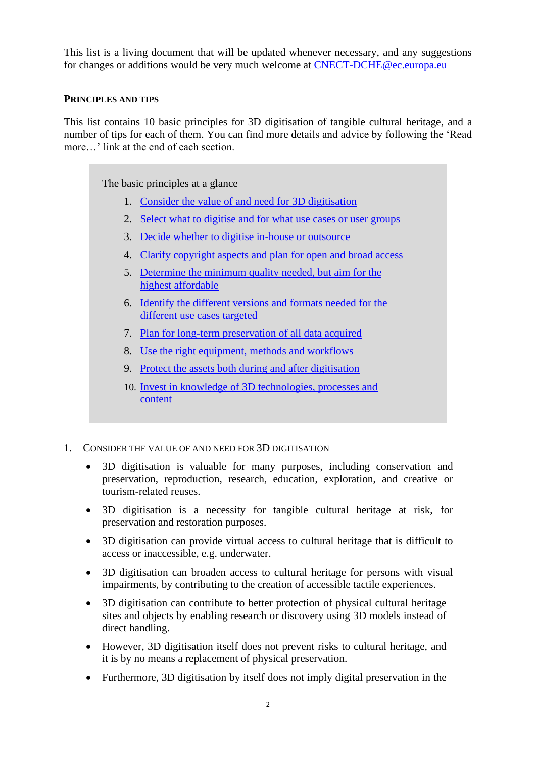This list is a living document that will be updated whenever necessary, and any suggestions for changes or additions would be very much welcome at [CNECT-DCHE@ec.europa.eu](mailto:CNECT-DCHE@ec.europa.eu)

## PRINCIPLES AND TIPS

This list contains 10 basic principles for 3D digitisation of tangible cultural heritage, and a number of tips for each of them. You can find more details and advice by following the 'Read more…' link at the end of each section.

> The basic principles at a glance
>
> 1. Consider the value of and need for 3D digitisation
> 2. Select what to digitise and for what use cases or user groups
> 3. Decide whether to digitise in-house or outsource
> 4. Clarify copyright aspects and plan for open and broad access
> 5. Determine the minimum quality needed, but aim for the highest affordable
> 6. Identify the different versions and formats needed for the different use cases targeted
> 7. Plan for long-term preservation of all data acquired
> 8. Use the right equipment, methods and workflows
> 9. Protect the assets both during and after digitisation
> 10. Invest in knowledge of 3D technologies, processes and content

### 1. CONSIDER THE VALUE OF AND NEED FOR 3D DIGITISATION

- 3D digitisation is valuable for many purposes, including conservation and preservation, reproduction, research, education, exploration, and creative or tourism-related reuses.
- 3D digitisation is a necessity for tangible cultural heritage at risk, for preservation and restoration purposes.
- 3D digitisation can provide virtual access to cultural heritage that is difficult to access or inaccessible, e.g. underwater.
- 3D digitisation can broaden access to cultural heritage for persons with visual impairments, by contributing to the creation of accessible tactile experiences.
- 3D digitisation can contribute to better protection of physical cultural heritage sites and objects by enabling research or discovery using 3D models instead of direct handling.
- However, 3D digitisation itself does not prevent risks to cultural heritage, and it is by no means a replacement of physical preservation.
- Furthermore, 3D digitisation by itself does not imply digital preservation in the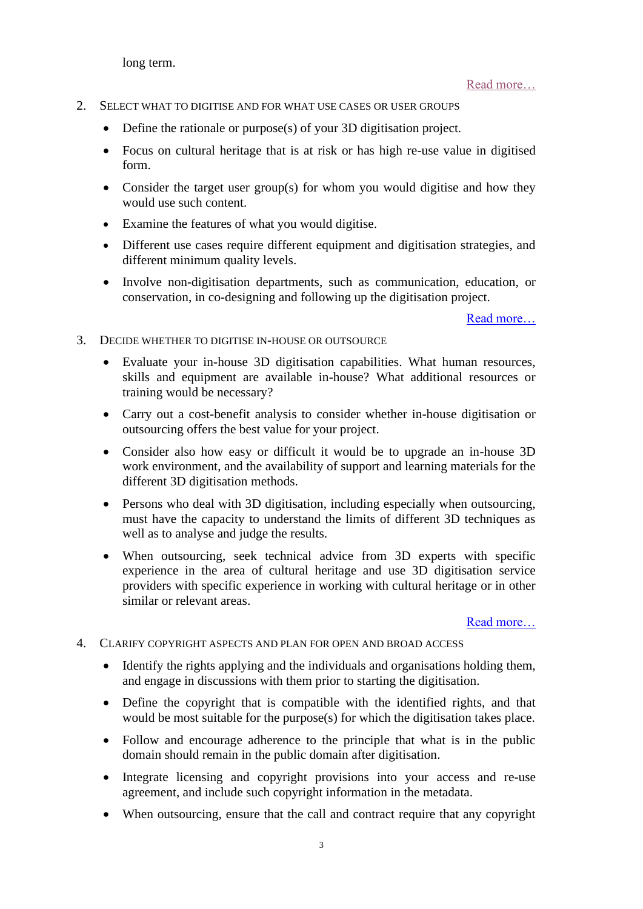long term.

Read more…

2. SELECT WHAT TO DIGITISE AND FOR WHAT USE CASES OR USER GROUPS

   - Define the rationale or purpose(s) of your 3D digitisation project.
   - Focus on cultural heritage that is at risk or has high re-use value in digitised form.
   - Consider the target user group(s) for whom you would digitise and how they would use such content.
   - Examine the features of what you would digitise.
   - Different use cases require different equipment and digitisation strategies, and different minimum quality levels.
   - Involve non-digitisation departments, such as communication, education, or conservation, in co-designing and following up the digitisation project.

   Read more…

3. DECIDE WHETHER TO DIGITISE IN-HOUSE OR OUTSOURCE

   - Evaluate your in-house 3D digitisation capabilities. What human resources, skills and equipment are available in-house? What additional resources or training would be necessary?
   - Carry out a cost-benefit analysis to consider whether in-house digitisation or outsourcing offers the best value for your project.
   - Consider also how easy or difficult it would be to upgrade an in-house 3D work environment, and the availability of support and learning materials for the different 3D digitisation methods.
   - Persons who deal with 3D digitisation, including especially when outsourcing, must have the capacity to understand the limits of different 3D techniques as well as to analyse and judge the results.
   - When outsourcing, seek technical advice from 3D experts with specific experience in the area of cultural heritage and use 3D digitisation service providers with specific experience in working with cultural heritage or in other similar or relevant areas.

   Read more…

4. CLARIFY COPYRIGHT ASPECTS AND PLAN FOR OPEN AND BROAD ACCESS

   - Identify the rights applying and the individuals and organisations holding them, and engage in discussions with them prior to starting the digitisation.
   - Define the copyright that is compatible with the identified rights, and that would be most suitable for the purpose(s) for which the digitisation takes place.
   - Follow and encourage adherence to the principle that what is in the public domain should remain in the public domain after digitisation.
   - Integrate licensing and copyright provisions into your access and re-use agreement, and include such copyright information in the metadata.
   - When outsourcing, ensure that the call and contract require that any copyright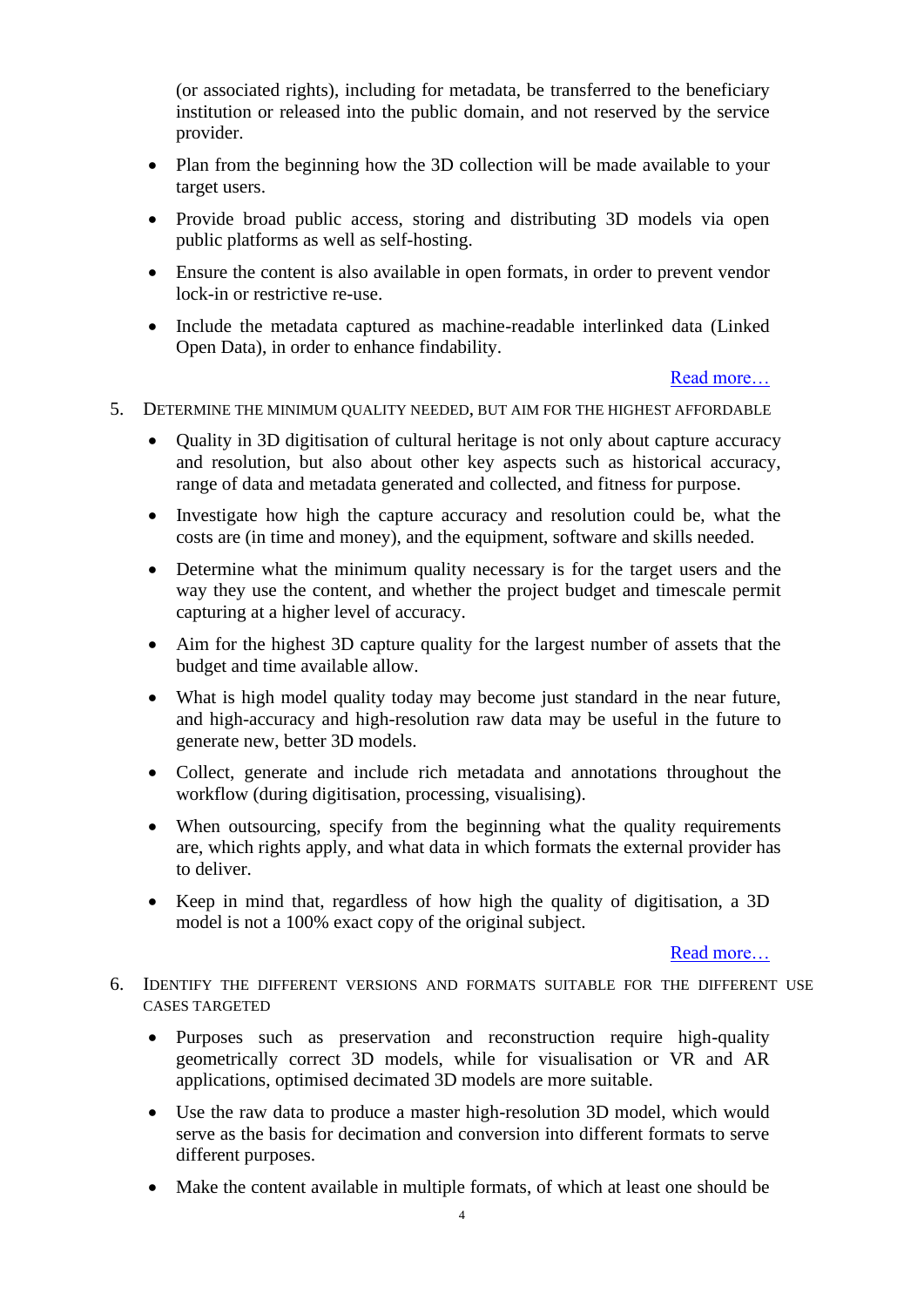(or associated rights), including for metadata, be transferred to the beneficiary institution or released into the public domain, and not reserved by the service provider.

- Plan from the beginning how the 3D collection will be made available to your target users.
- Provide broad public access, storing and distributing 3D models via open public platforms as well as self-hosting.
- Ensure the content is also available in open formats, in order to prevent vendor lock-in or restrictive re-use.
- Include the metadata captured as machine-readable interlinked data (Linked Open Data), in order to enhance findability.

Read more…

5. Determine the minimum quality needed, but aim for the highest affordable
   - Quality in 3D digitisation of cultural heritage is not only about capture accuracy and resolution, but also about other key aspects such as historical accuracy, range of data and metadata generated and collected, and fitness for purpose.
   - Investigate how high the capture accuracy and resolution could be, what the costs are (in time and money), and the equipment, software and skills needed.
   - Determine what the minimum quality necessary is for the target users and the way they use the content, and whether the project budget and timescale permit capturing at a higher level of accuracy.
   - Aim for the highest 3D capture quality for the largest number of assets that the budget and time available allow.
   - What is high model quality today may become just standard in the near future, and high-accuracy and high-resolution raw data may be useful in the future to generate new, better 3D models.
   - Collect, generate and include rich metadata and annotations throughout the workflow (during digitisation, processing, visualising).
   - When outsourcing, specify from the beginning what the quality requirements are, which rights apply, and what data in which formats the external provider has to deliver.
   - Keep in mind that, regardless of how high the quality of digitisation, a 3D model is not a 100% exact copy of the original subject.

   Read more…

6. Identify the different versions and formats suitable for the different use cases targeted
   - Purposes such as preservation and reconstruction require high-quality geometrically correct 3D models, while for visualisation or VR and AR applications, optimised decimated 3D models are more suitable.
   - Use the raw data to produce a master high-resolution 3D model, which would serve as the basis for decimation and conversion into different formats to serve different purposes.
   - Make the content available in multiple formats, of which at least one should be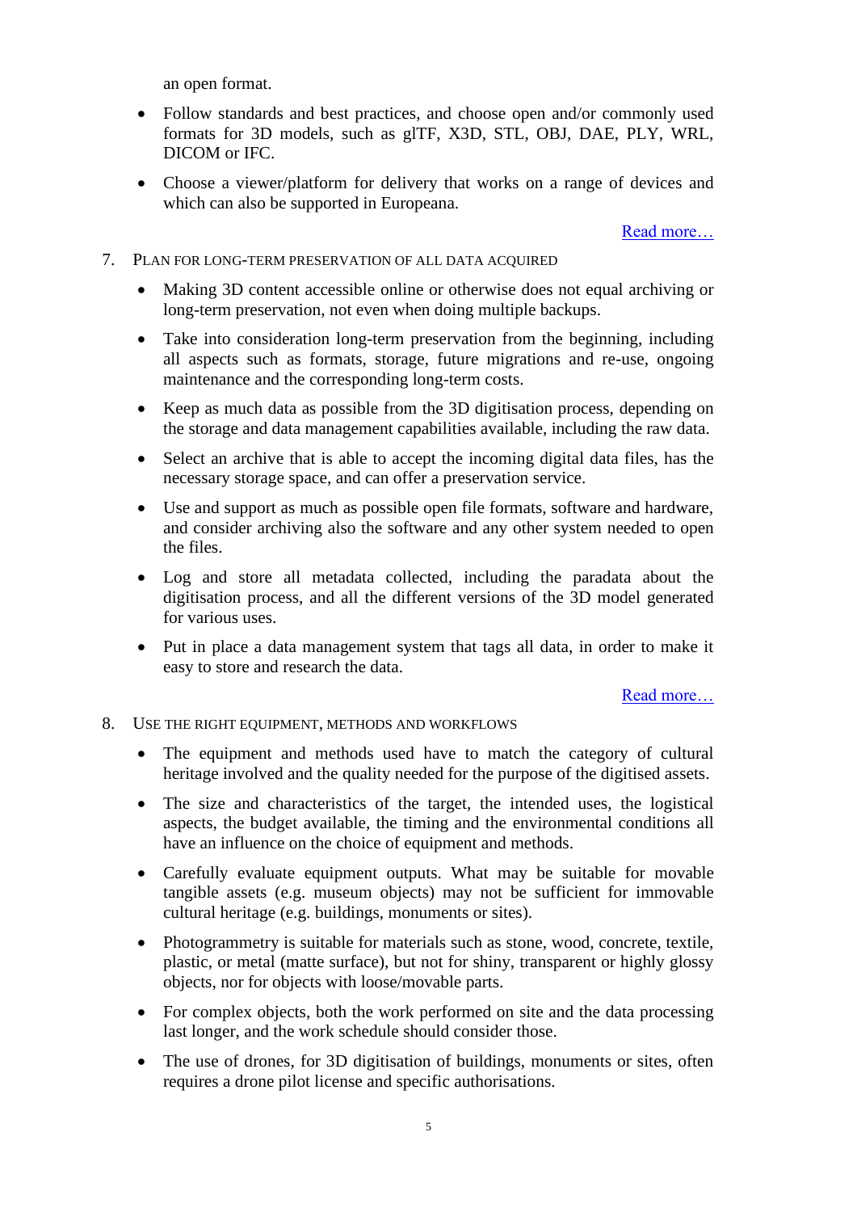an open format.

- Follow standards and best practices, and choose open and/or commonly used formats for 3D models, such as glTF, X3D, STL, OBJ, DAE, PLY, WRL, DICOM or IFC.
- Choose a viewer/platform for delivery that works on a range of devices and which can also be supported in Europeana.

Read more…

7. PLAN FOR LONG-TERM PRESERVATION OF ALL DATA ACQUIRED

- Making 3D content accessible online or otherwise does not equal archiving or long-term preservation, not even when doing multiple backups.
- Take into consideration long-term preservation from the beginning, including all aspects such as formats, storage, future migrations and re-use, ongoing maintenance and the corresponding long-term costs.
- Keep as much data as possible from the 3D digitisation process, depending on the storage and data management capabilities available, including the raw data.
- Select an archive that is able to accept the incoming digital data files, has the necessary storage space, and can offer a preservation service.
- Use and support as much as possible open file formats, software and hardware, and consider archiving also the software and any other system needed to open the files.
- Log and store all metadata collected, including the paradata about the digitisation process, and all the different versions of the 3D model generated for various uses.
- Put in place a data management system that tags all data, in order to make it easy to store and research the data.

Read more…

8. USE THE RIGHT EQUIPMENT, METHODS AND WORKFLOWS

- The equipment and methods used have to match the category of cultural heritage involved and the quality needed for the purpose of the digitised assets.
- The size and characteristics of the target, the intended uses, the logistical aspects, the budget available, the timing and the environmental conditions all have an influence on the choice of equipment and methods.
- Carefully evaluate equipment outputs. What may be suitable for movable tangible assets (e.g. museum objects) may not be sufficient for immovable cultural heritage (e.g. buildings, monuments or sites).
- Photogrammetry is suitable for materials such as stone, wood, concrete, textile, plastic, or metal (matte surface), but not for shiny, transparent or highly glossy objects, nor for objects with loose/movable parts.
- For complex objects, both the work performed on site and the data processing last longer, and the work schedule should consider those.
- The use of drones, for 3D digitisation of buildings, monuments or sites, often requires a drone pilot license and specific authorisations.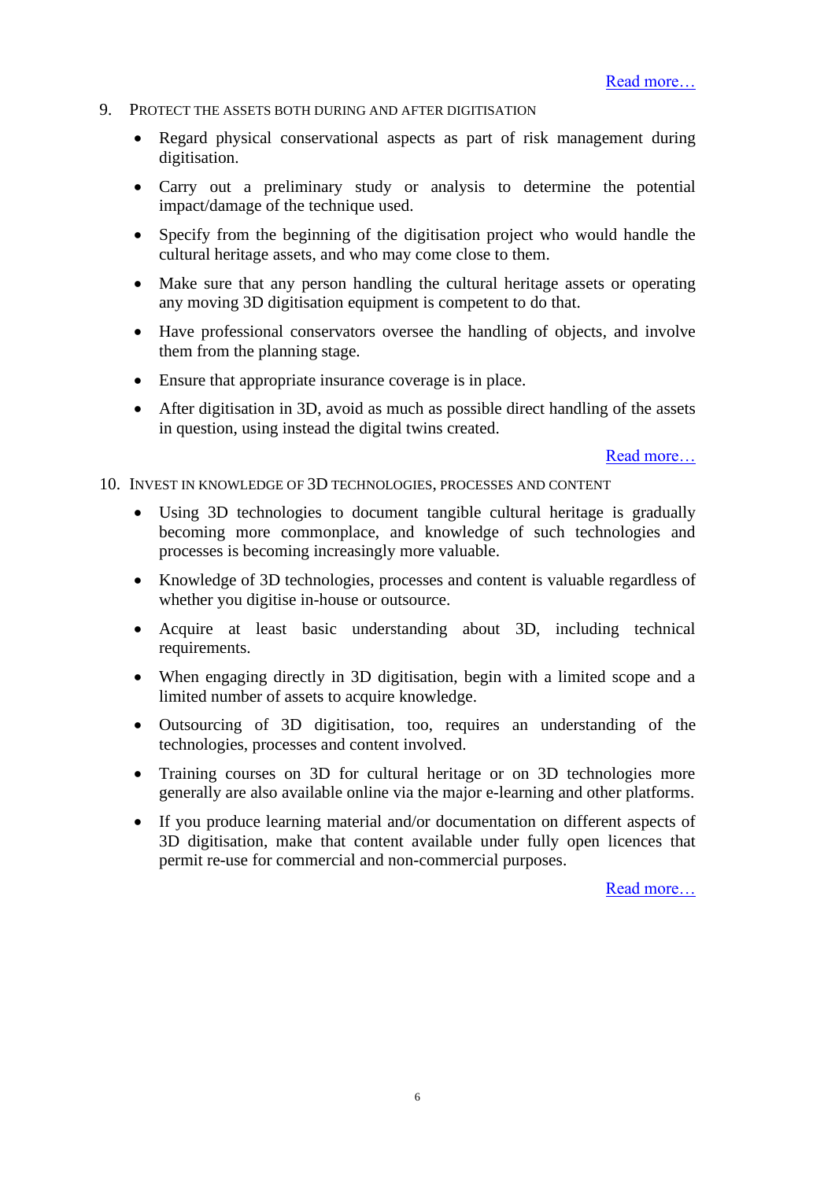Read more…

9. PROTECT THE ASSETS BOTH DURING AND AFTER DIGITISATION

    - Regard physical conservational aspects as part of risk management during digitisation.
    - Carry out a preliminary study or analysis to determine the potential impact/damage of the technique used.
    - Specify from the beginning of the digitisation project who would handle the cultural heritage assets, and who may come close to them.
    - Make sure that any person handling the cultural heritage assets or operating any moving 3D digitisation equipment is competent to do that.
    - Have professional conservators oversee the handling of objects, and involve them from the planning stage.
    - Ensure that appropriate insurance coverage is in place.
    - After digitisation in 3D, avoid as much as possible direct handling of the assets in question, using instead the digital twins created.

    Read more…

10. INVEST IN KNOWLEDGE OF 3D TECHNOLOGIES, PROCESSES AND CONTENT

    - Using 3D technologies to document tangible cultural heritage is gradually becoming more commonplace, and knowledge of such technologies and processes is becoming increasingly more valuable.
    - Knowledge of 3D technologies, processes and content is valuable regardless of whether you digitise in-house or outsource.
    - Acquire at least basic understanding about 3D, including technical requirements.
    - When engaging directly in 3D digitisation, begin with a limited scope and a limited number of assets to acquire knowledge.
    - Outsourcing of 3D digitisation, too, requires an understanding of the technologies, processes and content involved.
    - Training courses on 3D for cultural heritage or on 3D technologies more generally are also available online via the major e-learning and other platforms.
    - If you produce learning material and/or documentation on different aspects of 3D digitisation, make that content available under fully open licences that permit re-use for commercial and non-commercial purposes.

    Read more…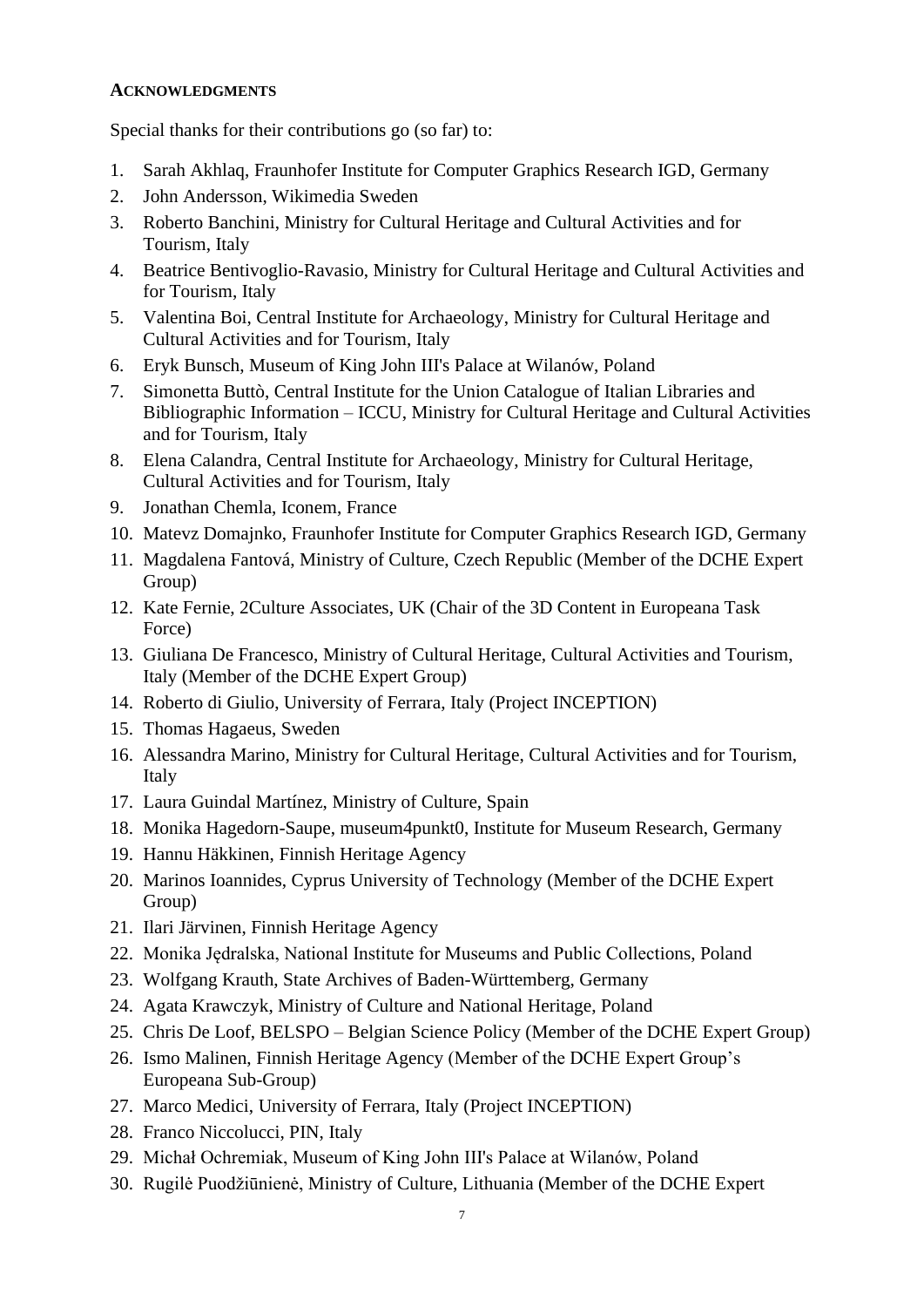**ACKNOWLEDGMENTS**

Special thanks for their contributions go (so far) to:

1. Sarah Akhlaq, Fraunhofer Institute for Computer Graphics Research IGD, Germany
2. John Andersson, Wikimedia Sweden
3. Roberto Banchini, Ministry for Cultural Heritage and Cultural Activities and for Tourism, Italy
4. Beatrice Bentivoglio-Ravasio, Ministry for Cultural Heritage and Cultural Activities and for Tourism, Italy
5. Valentina Boi, Central Institute for Archaeology, Ministry for Cultural Heritage and Cultural Activities and for Tourism, Italy
6. Eryk Bunsch, Museum of King John III's Palace at Wilanów, Poland
7. Simonetta Buttò, Central Institute for the Union Catalogue of Italian Libraries and Bibliographic Information – ICCU, Ministry for Cultural Heritage and Cultural Activities and for Tourism, Italy
8. Elena Calandra, Central Institute for Archaeology, Ministry for Cultural Heritage, Cultural Activities and for Tourism, Italy
9. Jonathan Chemla, Iconem, France
10. Matevz Domajnko, Fraunhofer Institute for Computer Graphics Research IGD, Germany
11. Magdalena Fantová, Ministry of Culture, Czech Republic (Member of the DCHE Expert Group)
12. Kate Fernie, 2Culture Associates, UK (Chair of the 3D Content in Europeana Task Force)
13. Giuliana De Francesco, Ministry of Cultural Heritage, Cultural Activities and Tourism, Italy (Member of the DCHE Expert Group)
14. Roberto di Giulio, University of Ferrara, Italy (Project INCEPTION)
15. Thomas Hagaeus, Sweden
16. Alessandra Marino, Ministry for Cultural Heritage, Cultural Activities and for Tourism, Italy
17. Laura Guindal Martínez, Ministry of Culture, Spain
18. Monika Hagedorn-Saupe, museum4punkt0, Institute for Museum Research, Germany
19. Hannu Häkkinen, Finnish Heritage Agency
20. Marinos Ioannides, Cyprus University of Technology (Member of the DCHE Expert Group)
21. Ilari Järvinen, Finnish Heritage Agency
22. Monika Jędralska, National Institute for Museums and Public Collections, Poland
23. Wolfgang Krauth, State Archives of Baden-Württemberg, Germany
24. Agata Krawczyk, Ministry of Culture and National Heritage, Poland
25. Chris De Loof, BELSPO – Belgian Science Policy (Member of the DCHE Expert Group)
26. Ismo Malinen, Finnish Heritage Agency (Member of the DCHE Expert Group's Europeana Sub-Group)
27. Marco Medici, University of Ferrara, Italy (Project INCEPTION)
28. Franco Niccolucci, PIN, Italy
29. Michał Ochremiak, Museum of King John III's Palace at Wilanów, Poland
30. Rugilė Puodžiūnienė, Ministry of Culture, Lithuania (Member of the DCHE Expert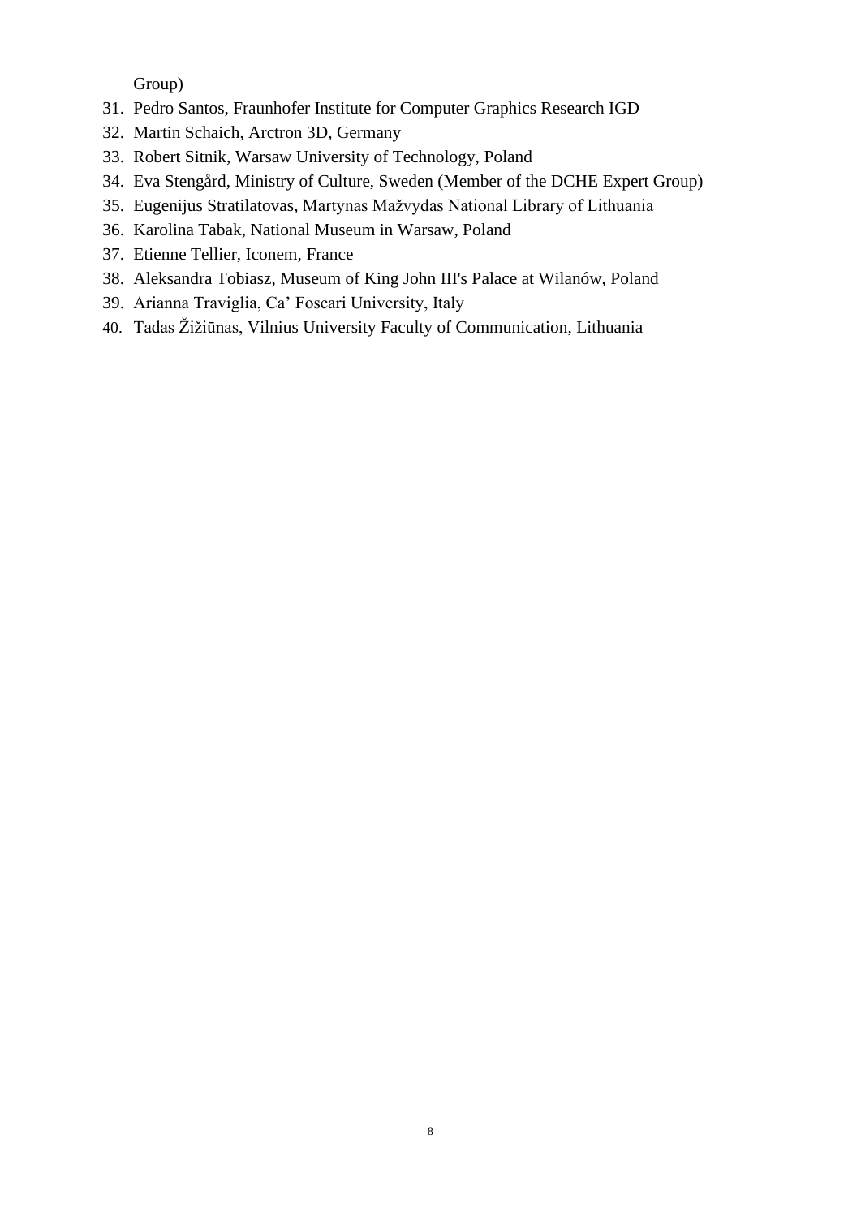Group)

31. Pedro Santos, Fraunhofer Institute for Computer Graphics Research IGD
32. Martin Schaich, Arctron 3D, Germany
33. Robert Sitnik, Warsaw University of Technology, Poland
34. Eva Stengård, Ministry of Culture, Sweden (Member of the DCHE Expert Group)
35. Eugenijus Stratilatovas, Martynas Mažvydas National Library of Lithuania
36. Karolina Tabak, National Museum in Warsaw, Poland
37. Etienne Tellier, Iconem, France
38. Aleksandra Tobiasz, Museum of King John III's Palace at Wilanów, Poland
39. Arianna Traviglia, Ca' Foscari University, Italy
40. Tadas Žižiūnas, Vilnius University Faculty of Communication, Lithuania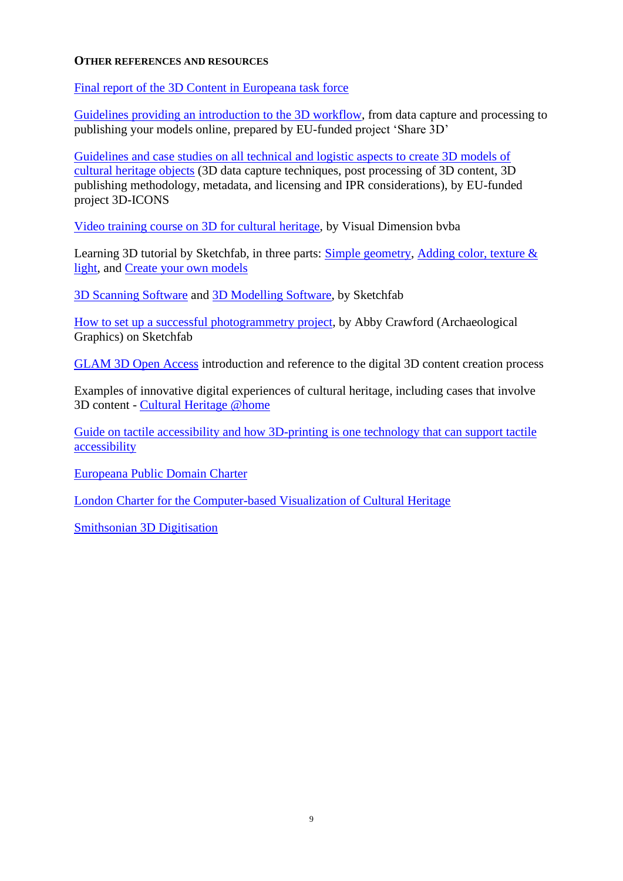### Other references and resources

Final report of the 3D Content in Europeana task force

Guidelines providing an introduction to the 3D workflow, from data capture and processing to publishing your models online, prepared by EU-funded project 'Share 3D'

Guidelines and case studies on all technical and logistic aspects to create 3D models of cultural heritage objects (3D data capture techniques, post processing of 3D content, 3D publishing methodology, metadata, and licensing and IPR considerations), by EU-funded project 3D-ICONS

Video training course on 3D for cultural heritage, by Visual Dimension bvba

Learning 3D tutorial by Sketchfab, in three parts: Simple geometry, Adding color, texture & light, and Create your own models

3D Scanning Software and 3D Modelling Software, by Sketchfab

How to set up a successful photogrammetry project, by Abby Crawford (Archaeological Graphics) on Sketchfab

GLAM 3D Open Access introduction and reference to the digital 3D content creation process

Examples of innovative digital experiences of cultural heritage, including cases that involve 3D content - Cultural Heritage @home

Guide on tactile accessibility and how 3D-printing is one technology that can support tactile accessibility

Europeana Public Domain Charter

London Charter for the Computer-based Visualization of Cultural Heritage

Smithsonian 3D Digitisation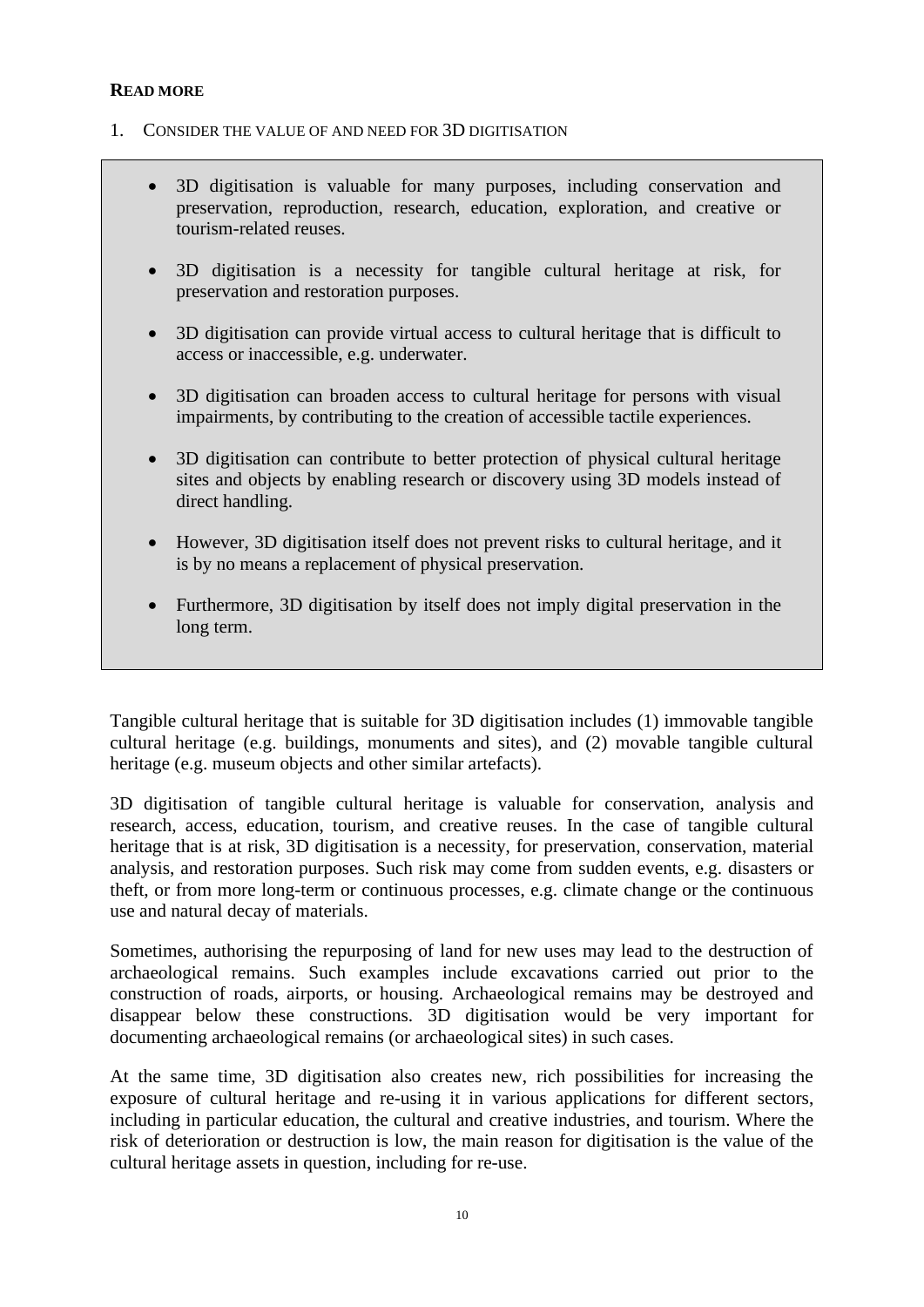**READ MORE**

1. CONSIDER THE VALUE OF AND NEED FOR 3D DIGITISATION

> - 3D digitisation is valuable for many purposes, including conservation and preservation, reproduction, research, education, exploration, and creative or tourism-related reuses.
> - 3D digitisation is a necessity for tangible cultural heritage at risk, for preservation and restoration purposes.
> - 3D digitisation can provide virtual access to cultural heritage that is difficult to access or inaccessible, e.g. underwater.
> - 3D digitisation can broaden access to cultural heritage for persons with visual impairments, by contributing to the creation of accessible tactile experiences.
> - 3D digitisation can contribute to better protection of physical cultural heritage sites and objects by enabling research or discovery using 3D models instead of direct handling.
> - However, 3D digitisation itself does not prevent risks to cultural heritage, and it is by no means a replacement of physical preservation.
> - Furthermore, 3D digitisation by itself does not imply digital preservation in the long term.

Tangible cultural heritage that is suitable for 3D digitisation includes (1) immovable tangible cultural heritage (e.g. buildings, monuments and sites), and (2) movable tangible cultural heritage (e.g. museum objects and other similar artefacts).

3D digitisation of tangible cultural heritage is valuable for conservation, analysis and research, access, education, tourism, and creative reuses. In the case of tangible cultural heritage that is at risk, 3D digitisation is a necessity, for preservation, conservation, material analysis, and restoration purposes. Such risk may come from sudden events, e.g. disasters or theft, or from more long-term or continuous processes, e.g. climate change or the continuous use and natural decay of materials.

Sometimes, authorising the repurposing of land for new uses may lead to the destruction of archaeological remains. Such examples include excavations carried out prior to the construction of roads, airports, or housing. Archaeological remains may be destroyed and disappear below these constructions. 3D digitisation would be very important for documenting archaeological remains (or archaeological sites) in such cases.

At the same time, 3D digitisation also creates new, rich possibilities for increasing the exposure of cultural heritage and re-using it in various applications for different sectors, including in particular education, the cultural and creative industries, and tourism. Where the risk of deterioration or destruction is low, the main reason for digitisation is the value of the cultural heritage assets in question, including for re-use.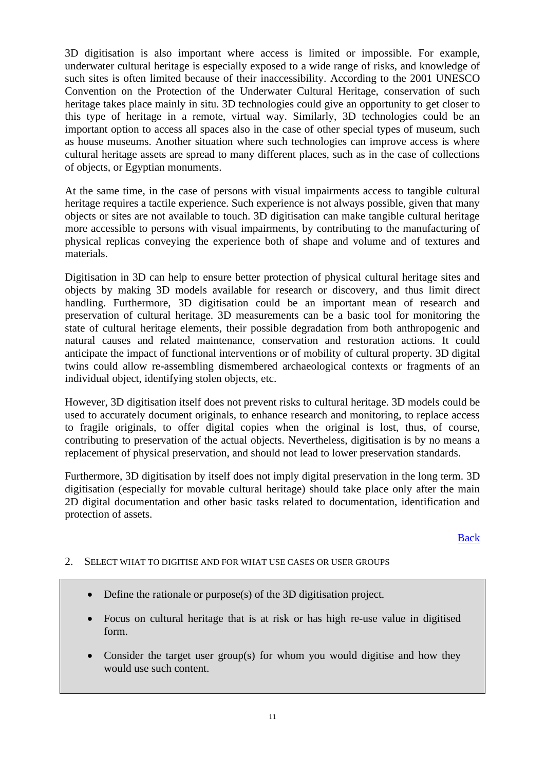3D digitisation is also important where access is limited or impossible. For example, underwater cultural heritage is especially exposed to a wide range of risks, and knowledge of such sites is often limited because of their inaccessibility. According to the 2001 UNESCO Convention on the Protection of the Underwater Cultural Heritage, conservation of such heritage takes place mainly in situ. 3D technologies could give an opportunity to get closer to this type of heritage in a remote, virtual way. Similarly, 3D technologies could be an important option to access all spaces also in the case of other special types of museum, such as house museums. Another situation where such technologies can improve access is where cultural heritage assets are spread to many different places, such as in the case of collections of objects, or Egyptian monuments.

At the same time, in the case of persons with visual impairments access to tangible cultural heritage requires a tactile experience. Such experience is not always possible, given that many objects or sites are not available to touch. 3D digitisation can make tangible cultural heritage more accessible to persons with visual impairments, by contributing to the manufacturing of physical replicas conveying the experience both of shape and volume and of textures and materials.

Digitisation in 3D can help to ensure better protection of physical cultural heritage sites and objects by making 3D models available for research or discovery, and thus limit direct handling. Furthermore, 3D digitisation could be an important mean of research and preservation of cultural heritage. 3D measurements can be a basic tool for monitoring the state of cultural heritage elements, their possible degradation from both anthropogenic and natural causes and related maintenance, conservation and restoration actions. It could anticipate the impact of functional interventions or of mobility of cultural property. 3D digital twins could allow re-assembling dismembered archaeological contexts or fragments of an individual object, identifying stolen objects, etc.

However, 3D digitisation itself does not prevent risks to cultural heritage. 3D models could be used to accurately document originals, to enhance research and monitoring, to replace access to fragile originals, to offer digital copies when the original is lost, thus, of course, contributing to preservation of the actual objects. Nevertheless, digitisation is by no means a replacement of physical preservation, and should not lead to lower preservation standards.

Furthermore, 3D digitisation by itself does not imply digital preservation in the long term. 3D digitisation (especially for movable cultural heritage) should take place only after the main 2D digital documentation and other basic tasks related to documentation, identification and protection of assets.

Back

## 2. Select what to digitise and for what use cases or user groups

- Define the rationale or purpose(s) of the 3D digitisation project.
- Focus on cultural heritage that is at risk or has high re-use value in digitised form.
- Consider the target user group(s) for whom you would digitise and how they would use such content.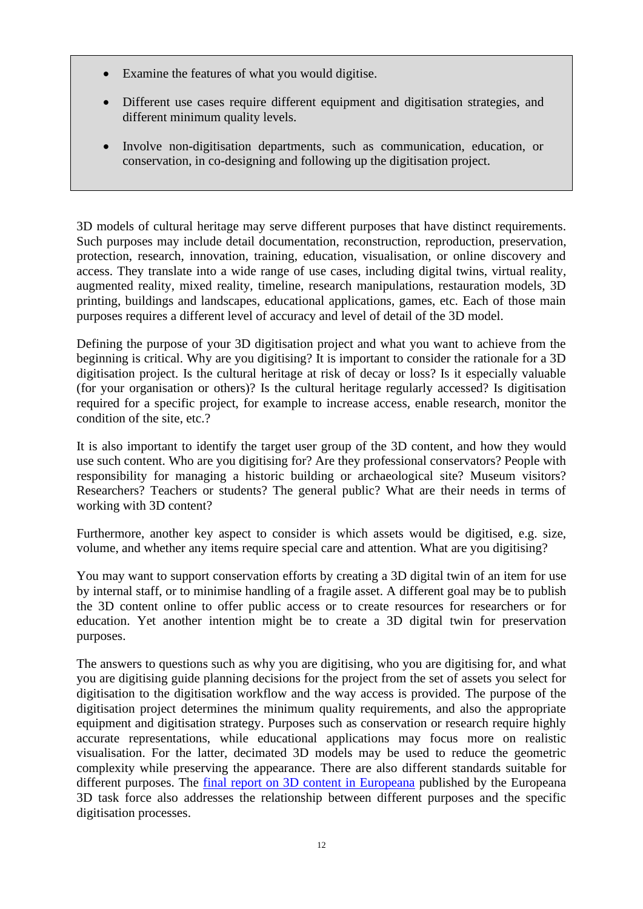- Examine the features of what you would digitise.
- Different use cases require different equipment and digitisation strategies, and different minimum quality levels.
- Involve non-digitisation departments, such as communication, education, or conservation, in co-designing and following up the digitisation project.

3D models of cultural heritage may serve different purposes that have distinct requirements. Such purposes may include detail documentation, reconstruction, reproduction, preservation, protection, research, innovation, training, education, visualisation, or online discovery and access. They translate into a wide range of use cases, including digital twins, virtual reality, augmented reality, mixed reality, timeline, research manipulations, restauration models, 3D printing, buildings and landscapes, educational applications, games, etc. Each of those main purposes requires a different level of accuracy and level of detail of the 3D model.

Defining the purpose of your 3D digitisation project and what you want to achieve from the beginning is critical. Why are you digitising? It is important to consider the rationale for a 3D digitisation project. Is the cultural heritage at risk of decay or loss? Is it especially valuable (for your organisation or others)? Is the cultural heritage regularly accessed? Is digitisation required for a specific project, for example to increase access, enable research, monitor the condition of the site, etc.?

It is also important to identify the target user group of the 3D content, and how they would use such content. Who are you digitising for? Are they professional conservators? People with responsibility for managing a historic building or archaeological site? Museum visitors? Researchers? Teachers or students? The general public? What are their needs in terms of working with 3D content?

Furthermore, another key aspect to consider is which assets would be digitised, e.g. size, volume, and whether any items require special care and attention. What are you digitising?

You may want to support conservation efforts by creating a 3D digital twin of an item for use by internal staff, or to minimise handling of a fragile asset. A different goal may be to publish the 3D content online to offer public access or to create resources for researchers or for education. Yet another intention might be to create a 3D digital twin for preservation purposes.

The answers to questions such as why you are digitising, who you are digitising for, and what you are digitising guide planning decisions for the project from the set of assets you select for digitisation to the digitisation workflow and the way access is provided. The purpose of the digitisation project determines the minimum quality requirements, and also the appropriate equipment and digitisation strategy. Purposes such as conservation or research require highly accurate representations, while educational applications may focus more on realistic visualisation. For the latter, decimated 3D models may be used to reduce the geometric complexity while preserving the appearance. There are also different standards suitable for different purposes. The final report on 3D content in Europeana published by the Europeana 3D task force also addresses the relationship between different purposes and the specific digitisation processes.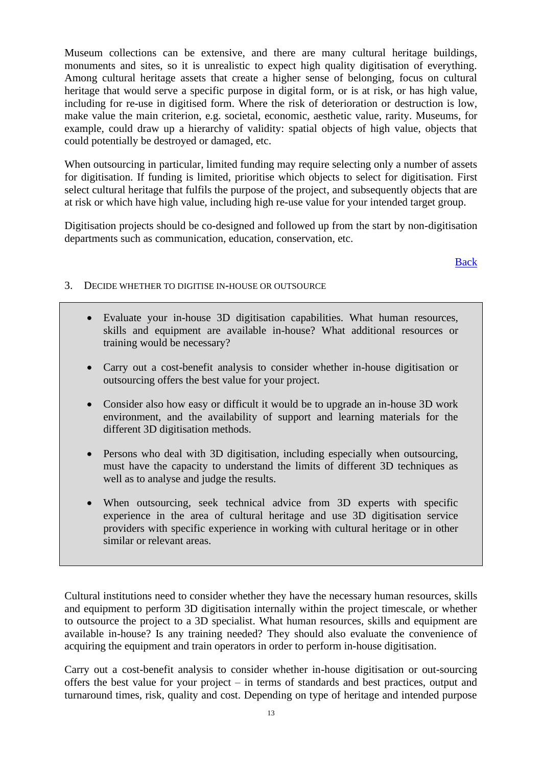Museum collections can be extensive, and there are many cultural heritage buildings, monuments and sites, so it is unrealistic to expect high quality digitisation of everything. Among cultural heritage assets that create a higher sense of belonging, focus on cultural heritage that would serve a specific purpose in digital form, or is at risk, or has high value, including for re-use in digitised form. Where the risk of deterioration or destruction is low, make value the main criterion, e.g. societal, economic, aesthetic value, rarity. Museums, for example, could draw up a hierarchy of validity: spatial objects of high value, objects that could potentially be destroyed or damaged, etc.

When outsourcing in particular, limited funding may require selecting only a number of assets for digitisation. If funding is limited, prioritise which objects to select for digitisation. First select cultural heritage that fulfils the purpose of the project, and subsequently objects that are at risk or which have high value, including high re-use value for your intended target group.

Digitisation projects should be co-designed and followed up from the start by non-digitisation departments such as communication, education, conservation, etc.

Back

### 3. Decide whether to digitise in-house or outsource

- Evaluate your in-house 3D digitisation capabilities. What human resources, skills and equipment are available in-house? What additional resources or training would be necessary?
- Carry out a cost-benefit analysis to consider whether in-house digitisation or outsourcing offers the best value for your project.
- Consider also how easy or difficult it would be to upgrade an in-house 3D work environment, and the availability of support and learning materials for the different 3D digitisation methods.
- Persons who deal with 3D digitisation, including especially when outsourcing, must have the capacity to understand the limits of different 3D techniques as well as to analyse and judge the results.
- When outsourcing, seek technical advice from 3D experts with specific experience in the area of cultural heritage and use 3D digitisation service providers with specific experience in working with cultural heritage or in other similar or relevant areas.

Cultural institutions need to consider whether they have the necessary human resources, skills and equipment to perform 3D digitisation internally within the project timescale, or whether to outsource the project to a 3D specialist. What human resources, skills and equipment are available in-house? Is any training needed? They should also evaluate the convenience of acquiring the equipment and train operators in order to perform in-house digitisation.

Carry out a cost-benefit analysis to consider whether in-house digitisation or out-sourcing offers the best value for your project – in terms of standards and best practices, output and turnaround times, risk, quality and cost. Depending on type of heritage and intended purpose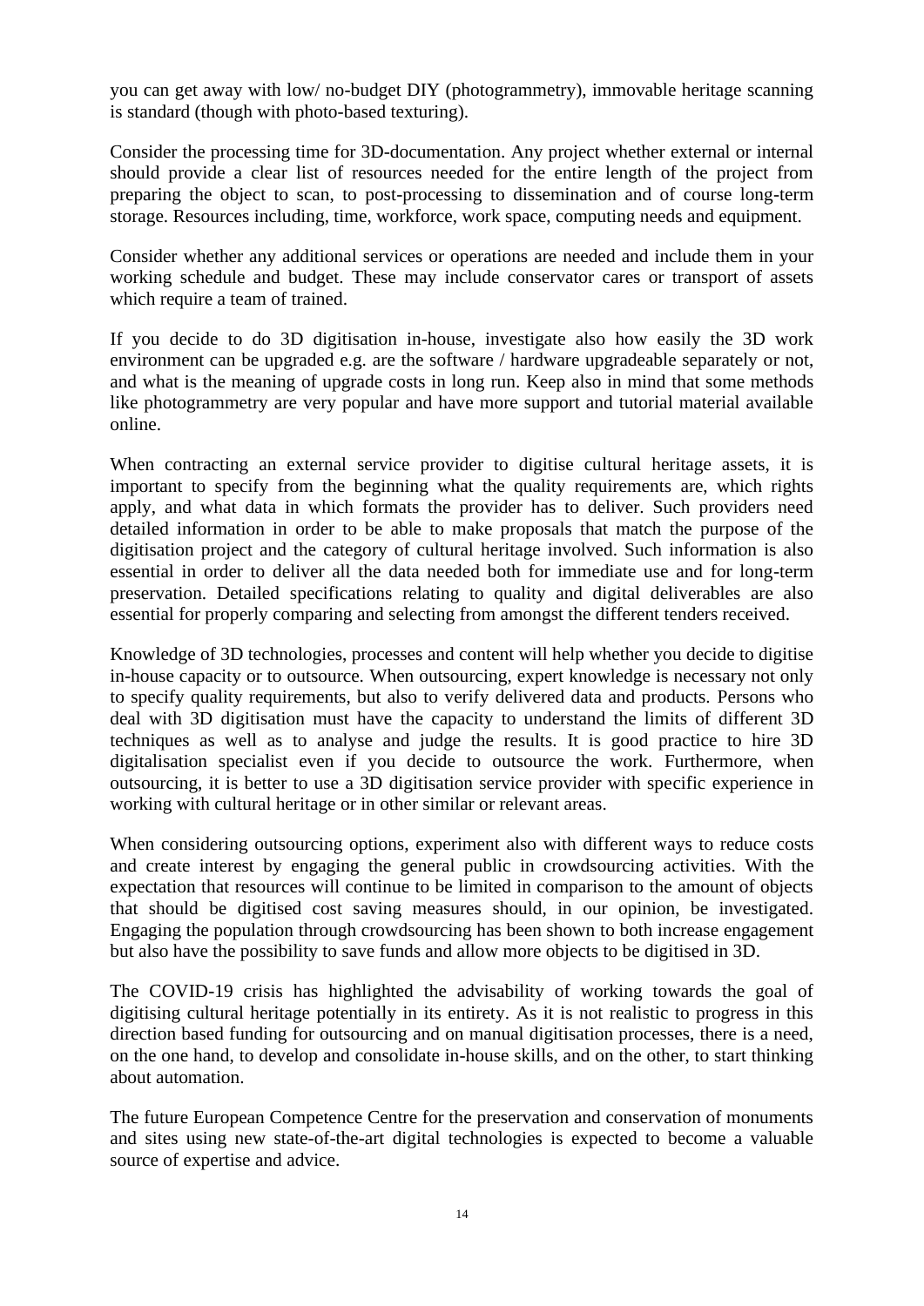you can get away with low/ no-budget DIY (photogrammetry), immovable heritage scanning is standard (though with photo-based texturing).

Consider the processing time for 3D-documentation. Any project whether external or internal should provide a clear list of resources needed for the entire length of the project from preparing the object to scan, to post-processing to dissemination and of course long-term storage. Resources including, time, workforce, work space, computing needs and equipment.

Consider whether any additional services or operations are needed and include them in your working schedule and budget. These may include conservator cares or transport of assets which require a team of trained.

If you decide to do 3D digitisation in-house, investigate also how easily the 3D work environment can be upgraded e.g. are the software / hardware upgradeable separately or not, and what is the meaning of upgrade costs in long run. Keep also in mind that some methods like photogrammetry are very popular and have more support and tutorial material available online.

When contracting an external service provider to digitise cultural heritage assets, it is important to specify from the beginning what the quality requirements are, which rights apply, and what data in which formats the provider has to deliver. Such providers need detailed information in order to be able to make proposals that match the purpose of the digitisation project and the category of cultural heritage involved. Such information is also essential in order to deliver all the data needed both for immediate use and for long-term preservation. Detailed specifications relating to quality and digital deliverables are also essential for properly comparing and selecting from amongst the different tenders received.

Knowledge of 3D technologies, processes and content will help whether you decide to digitise in-house capacity or to outsource. When outsourcing, expert knowledge is necessary not only to specify quality requirements, but also to verify delivered data and products. Persons who deal with 3D digitisation must have the capacity to understand the limits of different 3D techniques as well as to analyse and judge the results. It is good practice to hire 3D digitalisation specialist even if you decide to outsource the work. Furthermore, when outsourcing, it is better to use a 3D digitisation service provider with specific experience in working with cultural heritage or in other similar or relevant areas.

When considering outsourcing options, experiment also with different ways to reduce costs and create interest by engaging the general public in crowdsourcing activities. With the expectation that resources will continue to be limited in comparison to the amount of objects that should be digitised cost saving measures should, in our opinion, be investigated. Engaging the population through crowdsourcing has been shown to both increase engagement but also have the possibility to save funds and allow more objects to be digitised in 3D.

The COVID-19 crisis has highlighted the advisability of working towards the goal of digitising cultural heritage potentially in its entirety. As it is not realistic to progress in this direction based funding for outsourcing and on manual digitisation processes, there is a need, on the one hand, to develop and consolidate in-house skills, and on the other, to start thinking about automation.

The future European Competence Centre for the preservation and conservation of monuments and sites using new state-of-the-art digital technologies is expected to become a valuable source of expertise and advice.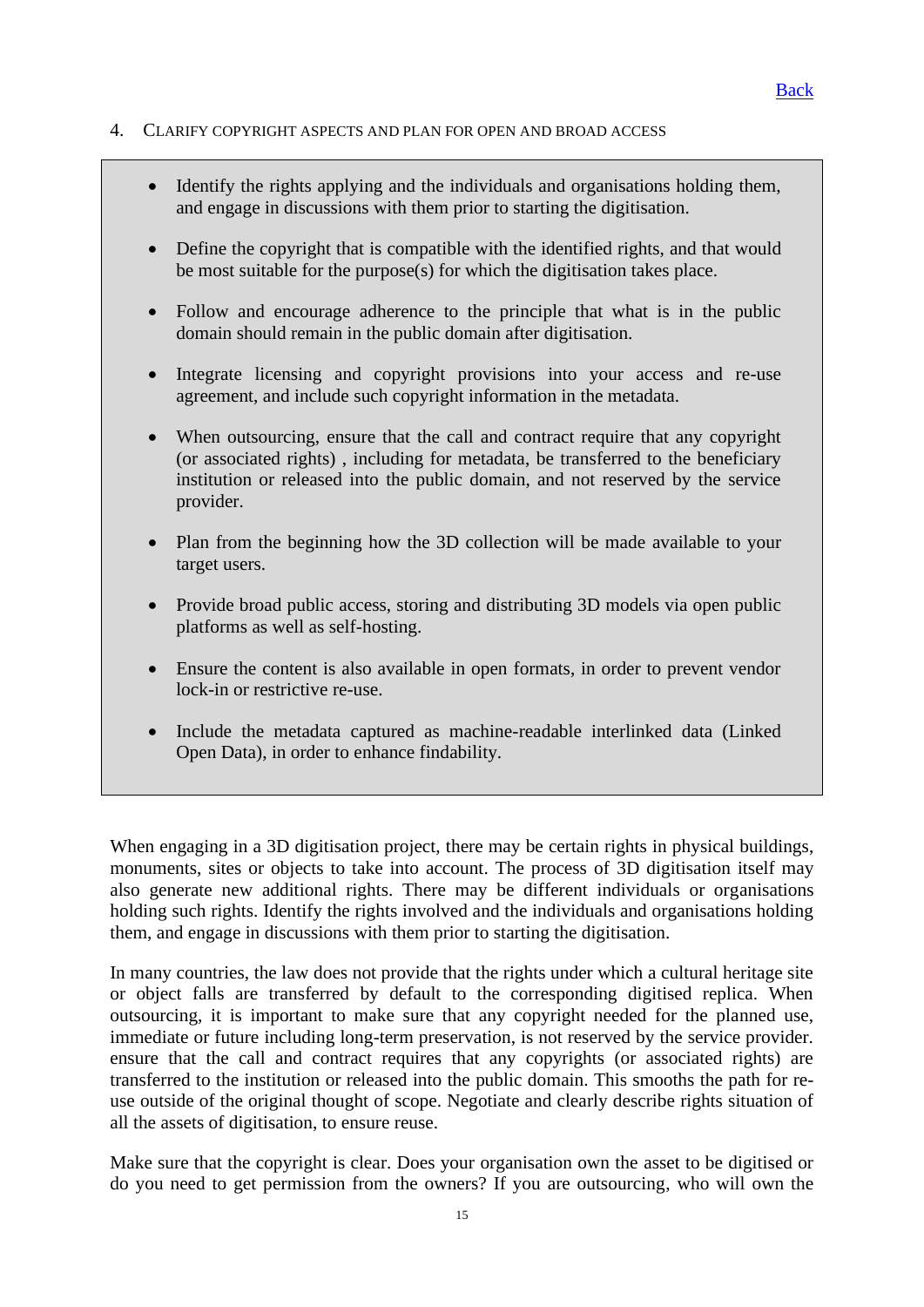[Back](#)

## 4. Clarify copyright aspects and plan for open and broad access

- Identify the rights applying and the individuals and organisations holding them, and engage in discussions with them prior to starting the digitisation.
- Define the copyright that is compatible with the identified rights, and that would be most suitable for the purpose(s) for which the digitisation takes place.
- Follow and encourage adherence to the principle that what is in the public domain should remain in the public domain after digitisation.
- Integrate licensing and copyright provisions into your access and re-use agreement, and include such copyright information in the metadata.
- When outsourcing, ensure that the call and contract require that any copyright (or associated rights) , including for metadata, be transferred to the beneficiary institution or released into the public domain, and not reserved by the service provider.
- Plan from the beginning how the 3D collection will be made available to your target users.
- Provide broad public access, storing and distributing 3D models via open public platforms as well as self-hosting.
- Ensure the content is also available in open formats, in order to prevent vendor lock-in or restrictive re-use.
- Include the metadata captured as machine-readable interlinked data (Linked Open Data), in order to enhance findability.

When engaging in a 3D digitisation project, there may be certain rights in physical buildings, monuments, sites or objects to take into account. The process of 3D digitisation itself may also generate new additional rights. There may be different individuals or organisations holding such rights. Identify the rights involved and the individuals and organisations holding them, and engage in discussions with them prior to starting the digitisation.

In many countries, the law does not provide that the rights under which a cultural heritage site or object falls are transferred by default to the corresponding digitised replica. When outsourcing, it is important to make sure that any copyright needed for the planned use, immediate or future including long-term preservation, is not reserved by the service provider. ensure that the call and contract requires that any copyrights (or associated rights) are transferred to the institution or released into the public domain. This smooths the path for re-use outside of the original thought of scope. Negotiate and clearly describe rights situation of all the assets of digitisation, to ensure reuse.

Make sure that the copyright is clear. Does your organisation own the asset to be digitised or do you need to get permission from the owners? If you are outsourcing, who will own the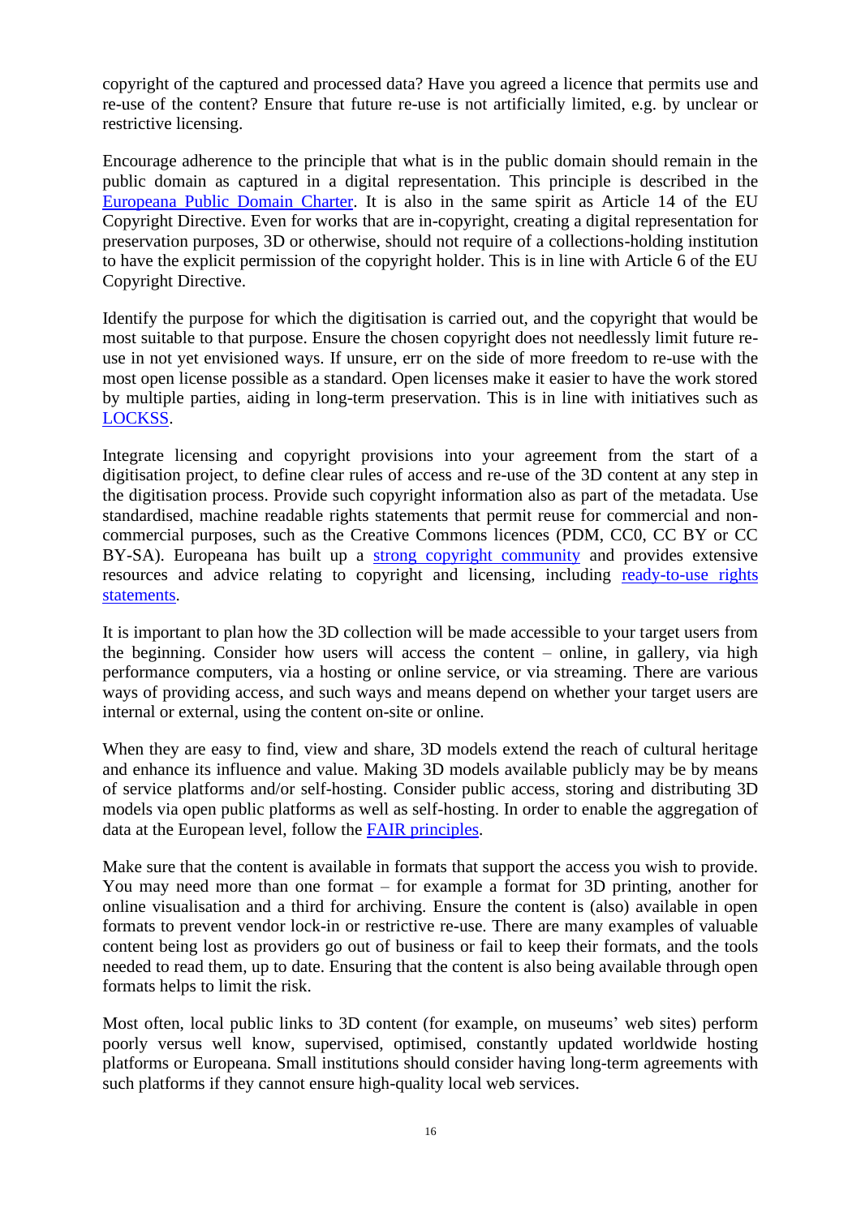copyright of the captured and processed data? Have you agreed a licence that permits use and re-use of the content? Ensure that future re-use is not artificially limited, e.g. by unclear or restrictive licensing.

Encourage adherence to the principle that what is in the public domain should remain in the public domain as captured in a digital representation. This principle is described in the Europeana Public Domain Charter. It is also in the same spirit as Article 14 of the EU Copyright Directive. Even for works that are in-copyright, creating a digital representation for preservation purposes, 3D or otherwise, should not require of a collections-holding institution to have the explicit permission of the copyright holder. This is in line with Article 6 of the EU Copyright Directive.

Identify the purpose for which the digitisation is carried out, and the copyright that would be most suitable to that purpose. Ensure the chosen copyright does not needlessly limit future re-use in not yet envisioned ways. If unsure, err on the side of more freedom to re-use with the most open license possible as a standard. Open licenses make it easier to have the work stored by multiple parties, aiding in long-term preservation. This is in line with initiatives such as LOCKSS.

Integrate licensing and copyright provisions into your agreement from the start of a digitisation project, to define clear rules of access and re-use of the 3D content at any step in the digitisation process. Provide such copyright information also as part of the metadata. Use standardised, machine readable rights statements that permit reuse for commercial and non-commercial purposes, such as the Creative Commons licences (PDM, CC0, CC BY or CC BY-SA). Europeana has built up a strong copyright community and provides extensive resources and advice relating to copyright and licensing, including ready-to-use rights statements.

It is important to plan how the 3D collection will be made accessible to your target users from the beginning. Consider how users will access the content – online, in gallery, via high performance computers, via a hosting or online service, or via streaming. There are various ways of providing access, and such ways and means depend on whether your target users are internal or external, using the content on-site or online.

When they are easy to find, view and share, 3D models extend the reach of cultural heritage and enhance its influence and value. Making 3D models available publicly may be by means of service platforms and/or self-hosting. Consider public access, storing and distributing 3D models via open public platforms as well as self-hosting. In order to enable the aggregation of data at the European level, follow the FAIR principles.

Make sure that the content is available in formats that support the access you wish to provide. You may need more than one format – for example a format for 3D printing, another for online visualisation and a third for archiving. Ensure the content is (also) available in open formats to prevent vendor lock-in or restrictive re-use. There are many examples of valuable content being lost as providers go out of business or fail to keep their formats, and the tools needed to read them, up to date. Ensuring that the content is also being available through open formats helps to limit the risk.

Most often, local public links to 3D content (for example, on museums' web sites) perform poorly versus well know, supervised, optimised, constantly updated worldwide hosting platforms or Europeana. Small institutions should consider having long-term agreements with such platforms if they cannot ensure high-quality local web services.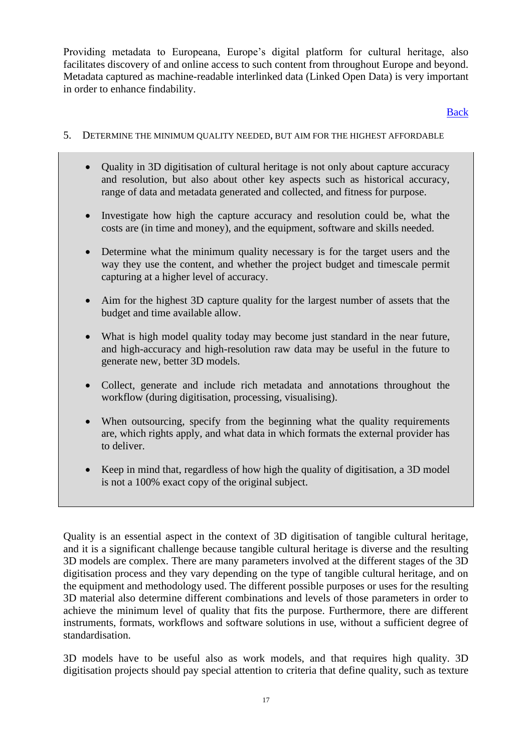Providing metadata to Europeana, Europe's digital platform for cultural heritage, also facilitates discovery of and online access to such content from throughout Europe and beyond. Metadata captured as machine-readable interlinked data (Linked Open Data) is very important in order to enhance findability.

[Back]

### 5. Determine the minimum quality needed, but aim for the highest affordable

- Quality in 3D digitisation of cultural heritage is not only about capture accuracy and resolution, but also about other key aspects such as historical accuracy, range of data and metadata generated and collected, and fitness for purpose.
- Investigate how high the capture accuracy and resolution could be, what the costs are (in time and money), and the equipment, software and skills needed.
- Determine what the minimum quality necessary is for the target users and the way they use the content, and whether the project budget and timescale permit capturing at a higher level of accuracy.
- Aim for the highest 3D capture quality for the largest number of assets that the budget and time available allow.
- What is high model quality today may become just standard in the near future, and high-accuracy and high-resolution raw data may be useful in the future to generate new, better 3D models.
- Collect, generate and include rich metadata and annotations throughout the workflow (during digitisation, processing, visualising).
- When outsourcing, specify from the beginning what the quality requirements are, which rights apply, and what data in which formats the external provider has to deliver.
- Keep in mind that, regardless of how high the quality of digitisation, a 3D model is not a 100% exact copy of the original subject.

Quality is an essential aspect in the context of 3D digitisation of tangible cultural heritage, and it is a significant challenge because tangible cultural heritage is diverse and the resulting 3D models are complex. There are many parameters involved at the different stages of the 3D digitisation process and they vary depending on the type of tangible cultural heritage, and on the equipment and methodology used. The different possible purposes or uses for the resulting 3D material also determine different combinations and levels of those parameters in order to achieve the minimum level of quality that fits the purpose. Furthermore, there are different instruments, formats, workflows and software solutions in use, without a sufficient degree of standardisation.

3D models have to be useful also as work models, and that requires high quality. 3D digitisation projects should pay special attention to criteria that define quality, such as texture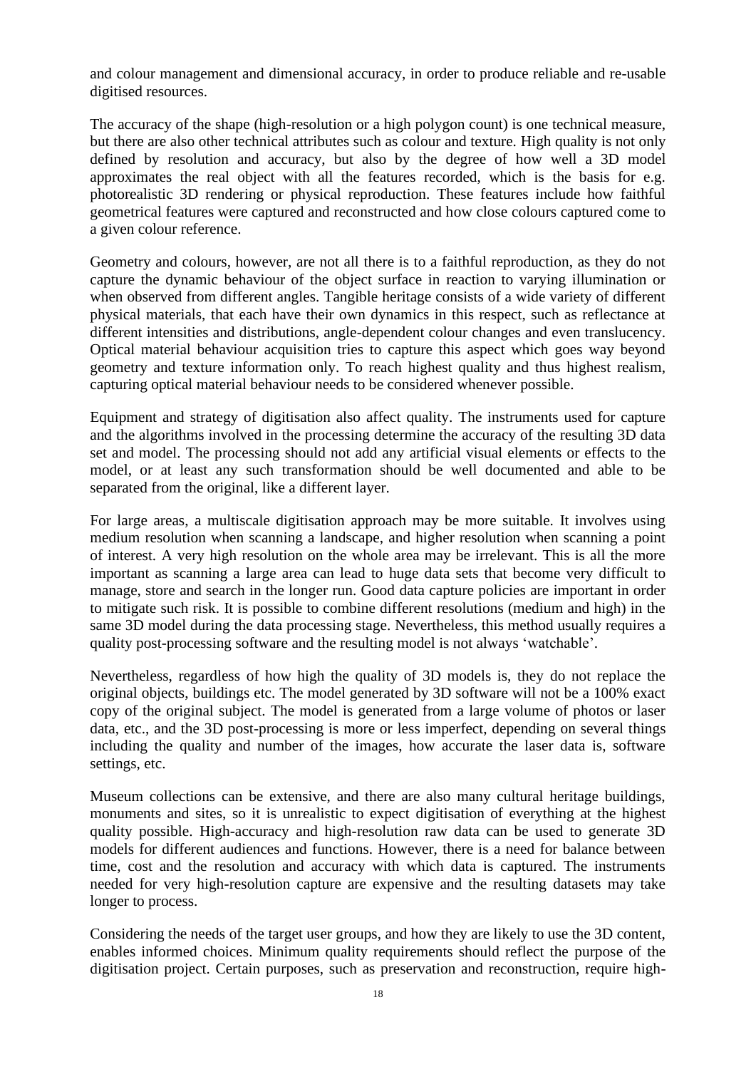and colour management and dimensional accuracy, in order to produce reliable and re-usable digitised resources.

The accuracy of the shape (high-resolution or a high polygon count) is one technical measure, but there are also other technical attributes such as colour and texture. High quality is not only defined by resolution and accuracy, but also by the degree of how well a 3D model approximates the real object with all the features recorded, which is the basis for e.g. photorealistic 3D rendering or physical reproduction. These features include how faithful geometrical features were captured and reconstructed and how close colours captured come to a given colour reference.

Geometry and colours, however, are not all there is to a faithful reproduction, as they do not capture the dynamic behaviour of the object surface in reaction to varying illumination or when observed from different angles. Tangible heritage consists of a wide variety of different physical materials, that each have their own dynamics in this respect, such as reflectance at different intensities and distributions, angle-dependent colour changes and even translucency. Optical material behaviour acquisition tries to capture this aspect which goes way beyond geometry and texture information only. To reach highest quality and thus highest realism, capturing optical material behaviour needs to be considered whenever possible.

Equipment and strategy of digitisation also affect quality. The instruments used for capture and the algorithms involved in the processing determine the accuracy of the resulting 3D data set and model. The processing should not add any artificial visual elements or effects to the model, or at least any such transformation should be well documented and able to be separated from the original, like a different layer.

For large areas, a multiscale digitisation approach may be more suitable. It involves using medium resolution when scanning a landscape, and higher resolution when scanning a point of interest. A very high resolution on the whole area may be irrelevant. This is all the more important as scanning a large area can lead to huge data sets that become very difficult to manage, store and search in the longer run. Good data capture policies are important in order to mitigate such risk. It is possible to combine different resolutions (medium and high) in the same 3D model during the data processing stage. Nevertheless, this method usually requires a quality post-processing software and the resulting model is not always 'watchable'.

Nevertheless, regardless of how high the quality of 3D models is, they do not replace the original objects, buildings etc. The model generated by 3D software will not be a 100% exact copy of the original subject. The model is generated from a large volume of photos or laser data, etc., and the 3D post-processing is more or less imperfect, depending on several things including the quality and number of the images, how accurate the laser data is, software settings, etc.

Museum collections can be extensive, and there are also many cultural heritage buildings, monuments and sites, so it is unrealistic to expect digitisation of everything at the highest quality possible. High-accuracy and high-resolution raw data can be used to generate 3D models for different audiences and functions. However, there is a need for balance between time, cost and the resolution and accuracy with which data is captured. The instruments needed for very high-resolution capture are expensive and the resulting datasets may take longer to process.

Considering the needs of the target user groups, and how they are likely to use the 3D content, enables informed choices. Minimum quality requirements should reflect the purpose of the digitisation project. Certain purposes, such as preservation and reconstruction, require high-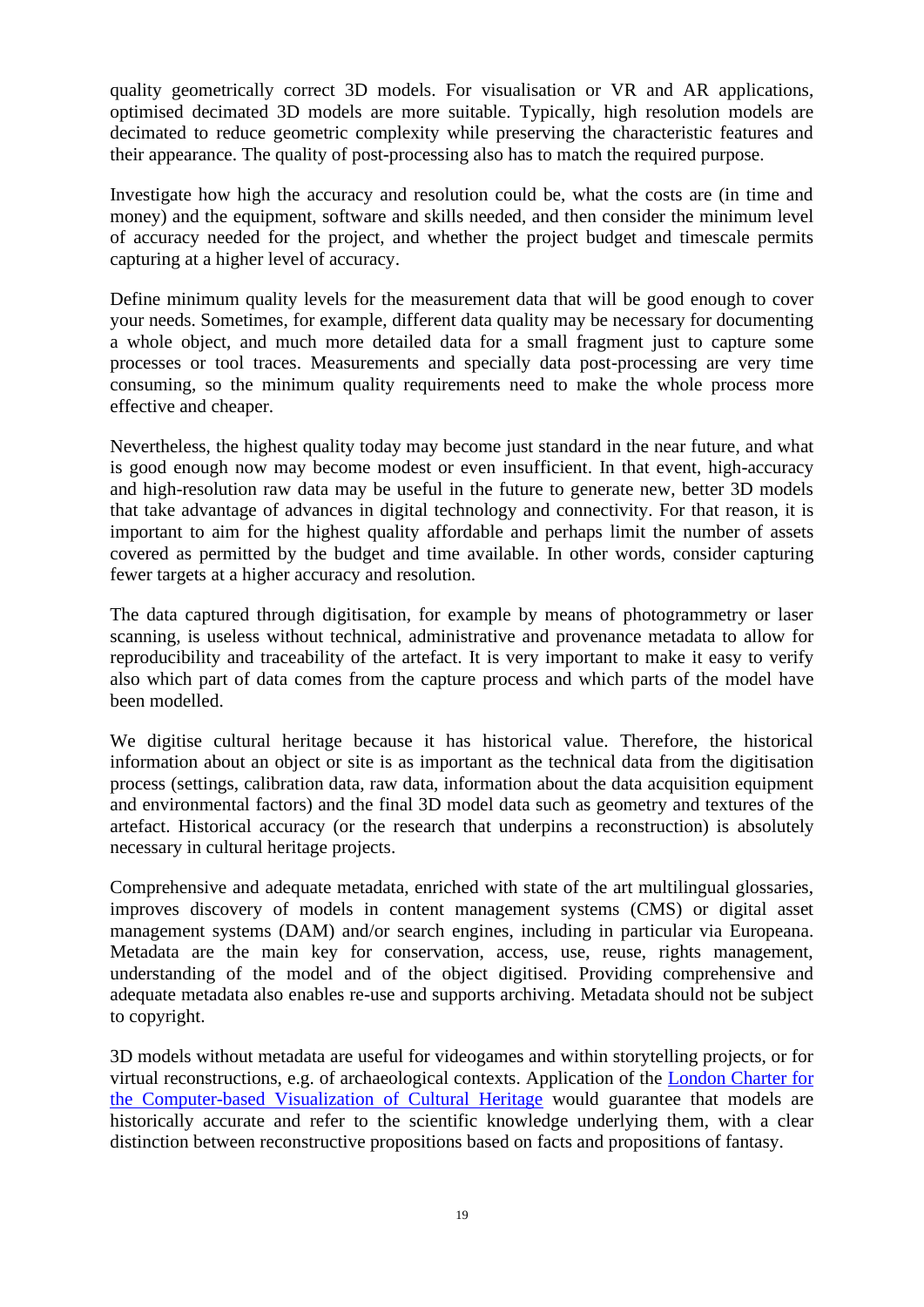quality geometrically correct 3D models. For visualisation or VR and AR applications, optimised decimated 3D models are more suitable. Typically, high resolution models are decimated to reduce geometric complexity while preserving the characteristic features and their appearance. The quality of post-processing also has to match the required purpose.

Investigate how high the accuracy and resolution could be, what the costs are (in time and money) and the equipment, software and skills needed, and then consider the minimum level of accuracy needed for the project, and whether the project budget and timescale permits capturing at a higher level of accuracy.

Define minimum quality levels for the measurement data that will be good enough to cover your needs. Sometimes, for example, different data quality may be necessary for documenting a whole object, and much more detailed data for a small fragment just to capture some processes or tool traces. Measurements and specially data post-processing are very time consuming, so the minimum quality requirements need to make the whole process more effective and cheaper.

Nevertheless, the highest quality today may become just standard in the near future, and what is good enough now may become modest or even insufficient. In that event, high-accuracy and high-resolution raw data may be useful in the future to generate new, better 3D models that take advantage of advances in digital technology and connectivity. For that reason, it is important to aim for the highest quality affordable and perhaps limit the number of assets covered as permitted by the budget and time available. In other words, consider capturing fewer targets at a higher accuracy and resolution.

The data captured through digitisation, for example by means of photogrammetry or laser scanning, is useless without technical, administrative and provenance metadata to allow for reproducibility and traceability of the artefact. It is very important to make it easy to verify also which part of data comes from the capture process and which parts of the model have been modelled.

We digitise cultural heritage because it has historical value. Therefore, the historical information about an object or site is as important as the technical data from the digitisation process (settings, calibration data, raw data, information about the data acquisition equipment and environmental factors) and the final 3D model data such as geometry and textures of the artefact. Historical accuracy (or the research that underpins a reconstruction) is absolutely necessary in cultural heritage projects.

Comprehensive and adequate metadata, enriched with state of the art multilingual glossaries, improves discovery of models in content management systems (CMS) or digital asset management systems (DAM) and/or search engines, including in particular via Europeana. Metadata are the main key for conservation, access, use, reuse, rights management, understanding of the model and of the object digitised. Providing comprehensive and adequate metadata also enables re-use and supports archiving. Metadata should not be subject to copyright.

3D models without metadata are useful for videogames and within storytelling projects, or for virtual reconstructions, e.g. of archaeological contexts. Application of the London Charter for the Computer-based Visualization of Cultural Heritage would guarantee that models are historically accurate and refer to the scientific knowledge underlying them, with a clear distinction between reconstructive propositions based on facts and propositions of fantasy.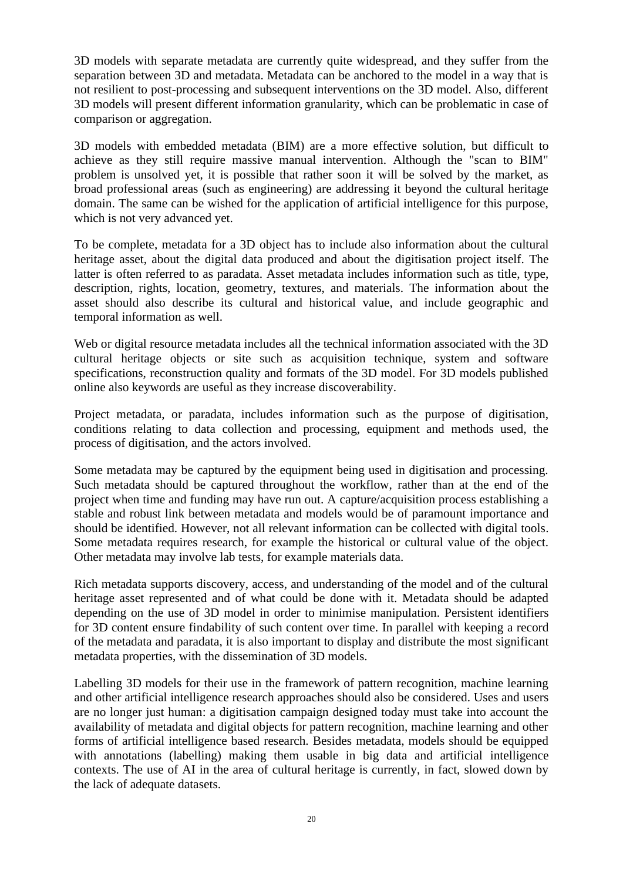3D models with separate metadata are currently quite widespread, and they suffer from the separation between 3D and metadata. Metadata can be anchored to the model in a way that is not resilient to post-processing and subsequent interventions on the 3D model. Also, different 3D models will present different information granularity, which can be problematic in case of comparison or aggregation.

3D models with embedded metadata (BIM) are a more effective solution, but difficult to achieve as they still require massive manual intervention. Although the "scan to BIM" problem is unsolved yet, it is possible that rather soon it will be solved by the market, as broad professional areas (such as engineering) are addressing it beyond the cultural heritage domain. The same can be wished for the application of artificial intelligence for this purpose, which is not very advanced yet.

To be complete, metadata for a 3D object has to include also information about the cultural heritage asset, about the digital data produced and about the digitisation project itself. The latter is often referred to as paradata. Asset metadata includes information such as title, type, description, rights, location, geometry, textures, and materials. The information about the asset should also describe its cultural and historical value, and include geographic and temporal information as well.

Web or digital resource metadata includes all the technical information associated with the 3D cultural heritage objects or site such as acquisition technique, system and software specifications, reconstruction quality and formats of the 3D model. For 3D models published online also keywords are useful as they increase discoverability.

Project metadata, or paradata, includes information such as the purpose of digitisation, conditions relating to data collection and processing, equipment and methods used, the process of digitisation, and the actors involved.

Some metadata may be captured by the equipment being used in digitisation and processing. Such metadata should be captured throughout the workflow, rather than at the end of the project when time and funding may have run out. A capture/acquisition process establishing a stable and robust link between metadata and models would be of paramount importance and should be identified. However, not all relevant information can be collected with digital tools. Some metadata requires research, for example the historical or cultural value of the object. Other metadata may involve lab tests, for example materials data.

Rich metadata supports discovery, access, and understanding of the model and of the cultural heritage asset represented and of what could be done with it. Metadata should be adapted depending on the use of 3D model in order to minimise manipulation. Persistent identifiers for 3D content ensure findability of such content over time. In parallel with keeping a record of the metadata and paradata, it is also important to display and distribute the most significant metadata properties, with the dissemination of 3D models.

Labelling 3D models for their use in the framework of pattern recognition, machine learning and other artificial intelligence research approaches should also be considered. Uses and users are no longer just human: a digitisation campaign designed today must take into account the availability of metadata and digital objects for pattern recognition, machine learning and other forms of artificial intelligence based research. Besides metadata, models should be equipped with annotations (labelling) making them usable in big data and artificial intelligence contexts. The use of AI in the area of cultural heritage is currently, in fact, slowed down by the lack of adequate datasets.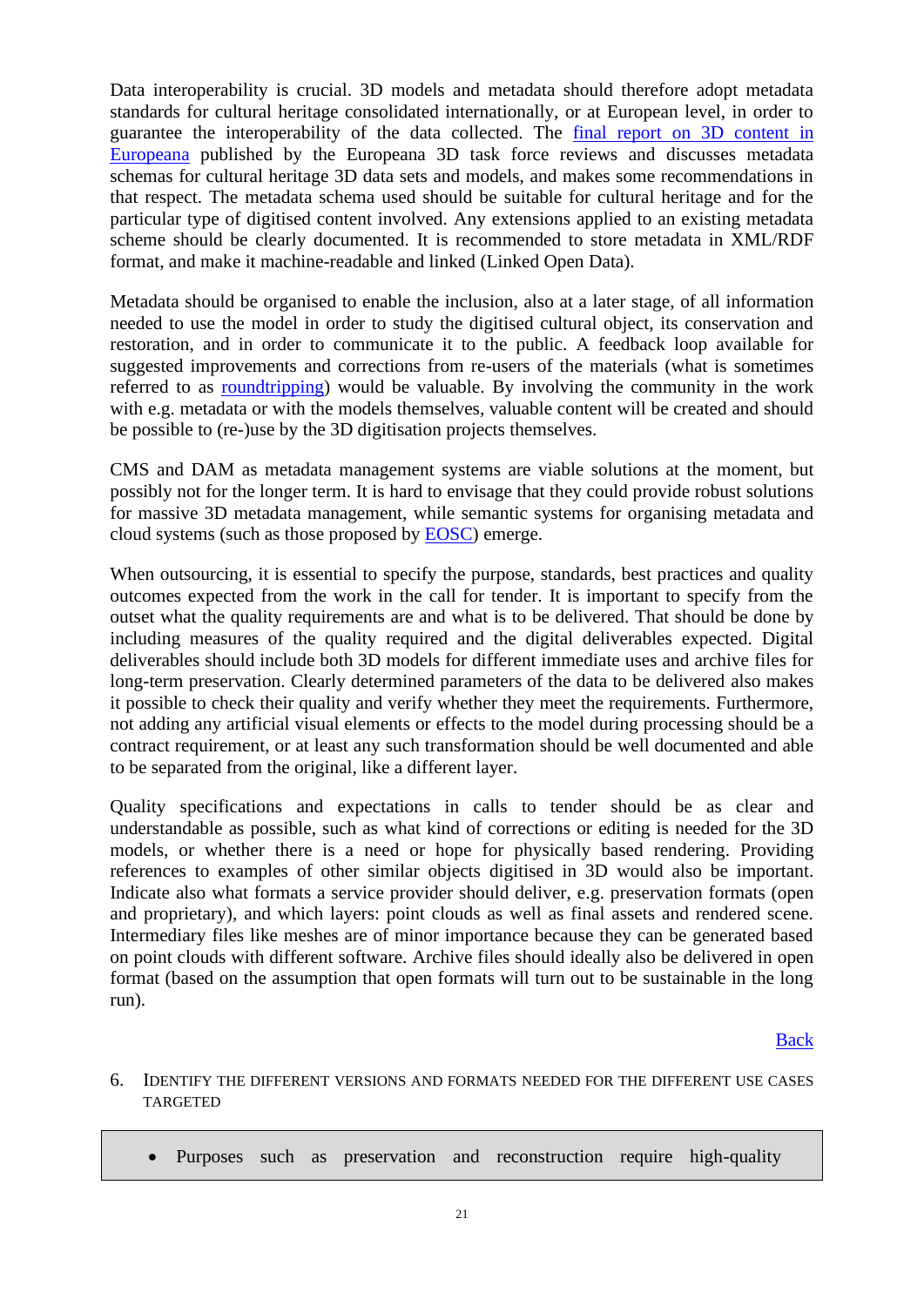Data interoperability is crucial. 3D models and metadata should therefore adopt metadata standards for cultural heritage consolidated internationally, or at European level, in order to guarantee the interoperability of the data collected. The [final report on 3D content in Europeana](#) published by the Europeana 3D task force reviews and discusses metadata schemas for cultural heritage 3D data sets and models, and makes some recommendations in that respect. The metadata schema used should be suitable for cultural heritage and for the particular type of digitised content involved. Any extensions applied to an existing metadata scheme should be clearly documented. It is recommended to store metadata in XML/RDF format, and make it machine-readable and linked (Linked Open Data).

Metadata should be organised to enable the inclusion, also at a later stage, of all information needed to use the model in order to study the digitised cultural object, its conservation and restoration, and in order to communicate it to the public. A feedback loop available for suggested improvements and corrections from re-users of the materials (what is sometimes referred to as [roundtripping](#)) would be valuable. By involving the community in the work with e.g. metadata or with the models themselves, valuable content will be created and should be possible to (re-)use by the 3D digitisation projects themselves.

CMS and DAM as metadata management systems are viable solutions at the moment, but possibly not for the longer term. It is hard to envisage that they could provide robust solutions for massive 3D metadata management, while semantic systems for organising metadata and cloud systems (such as those proposed by [EOSC](#)) emerge.

When outsourcing, it is essential to specify the purpose, standards, best practices and quality outcomes expected from the work in the call for tender. It is important to specify from the outset what the quality requirements are and what is to be delivered. That should be done by including measures of the quality required and the digital deliverables expected. Digital deliverables should include both 3D models for different immediate uses and archive files for long-term preservation. Clearly determined parameters of the data to be delivered also makes it possible to check their quality and verify whether they meet the requirements. Furthermore, not adding any artificial visual elements or effects to the model during processing should be a contract requirement, or at least any such transformation should be well documented and able to be separated from the original, like a different layer.

Quality specifications and expectations in calls to tender should be as clear and understandable as possible, such as what kind of corrections or editing is needed for the 3D models, or whether there is a need or hope for physically based rendering. Providing references to examples of other similar objects digitised in 3D would also be important. Indicate also what formats a service provider should deliver, e.g. preservation formats (open and proprietary), and which layers: point clouds as well as final assets and rendered scene. Intermediary files like meshes are of minor importance because they can be generated based on point clouds with different software. Archive files should ideally also be delivered in open format (based on the assumption that open formats will turn out to be sustainable in the long run).

[Back](#)

6. IDENTIFY THE DIFFERENT VERSIONS AND FORMATS NEEDED FOR THE DIFFERENT USE CASES TARGETED

- Purposes such as preservation and reconstruction require high-quality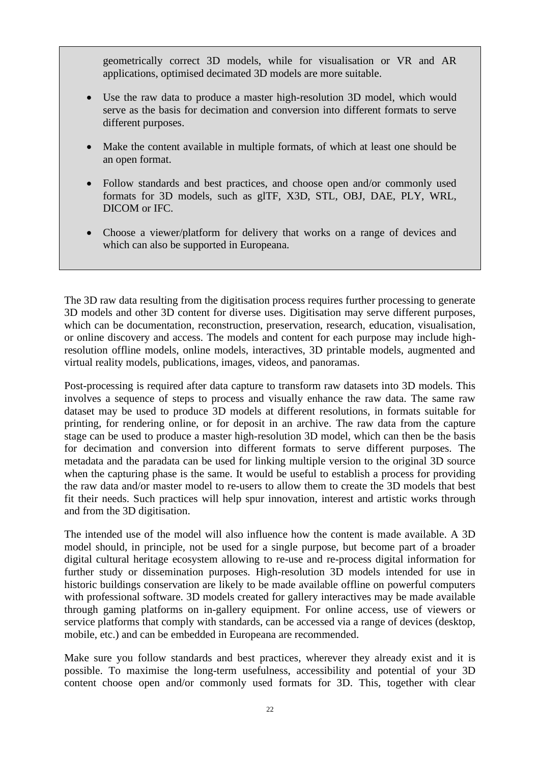geometrically correct 3D models, while for visualisation or VR and AR applications, optimised decimated 3D models are more suitable.

- Use the raw data to produce a master high-resolution 3D model, which would serve as the basis for decimation and conversion into different formats to serve different purposes.
- Make the content available in multiple formats, of which at least one should be an open format.
- Follow standards and best practices, and choose open and/or commonly used formats for 3D models, such as glTF, X3D, STL, OBJ, DAE, PLY, WRL, DICOM or IFC.
- Choose a viewer/platform for delivery that works on a range of devices and which can also be supported in Europeana.

The 3D raw data resulting from the digitisation process requires further processing to generate 3D models and other 3D content for diverse uses. Digitisation may serve different purposes, which can be documentation, reconstruction, preservation, research, education, visualisation, or online discovery and access. The models and content for each purpose may include high-resolution offline models, online models, interactives, 3D printable models, augmented and virtual reality models, publications, images, videos, and panoramas.

Post-processing is required after data capture to transform raw datasets into 3D models. This involves a sequence of steps to process and visually enhance the raw data. The same raw dataset may be used to produce 3D models at different resolutions, in formats suitable for printing, for rendering online, or for deposit in an archive. The raw data from the capture stage can be used to produce a master high-resolution 3D model, which can then be the basis for decimation and conversion into different formats to serve different purposes. The metadata and the paradata can be used for linking multiple version to the original 3D source when the capturing phase is the same. It would be useful to establish a process for providing the raw data and/or master model to re-users to allow them to create the 3D models that best fit their needs. Such practices will help spur innovation, interest and artistic works through and from the 3D digitisation.

The intended use of the model will also influence how the content is made available. A 3D model should, in principle, not be used for a single purpose, but become part of a broader digital cultural heritage ecosystem allowing to re-use and re-process digital information for further study or dissemination purposes. High-resolution 3D models intended for use in historic buildings conservation are likely to be made available offline on powerful computers with professional software. 3D models created for gallery interactives may be made available through gaming platforms on in-gallery equipment. For online access, use of viewers or service platforms that comply with standards, can be accessed via a range of devices (desktop, mobile, etc.) and can be embedded in Europeana are recommended.

Make sure you follow standards and best practices, wherever they already exist and it is possible. To maximise the long-term usefulness, accessibility and potential of your 3D content choose open and/or commonly used formats for 3D. This, together with clear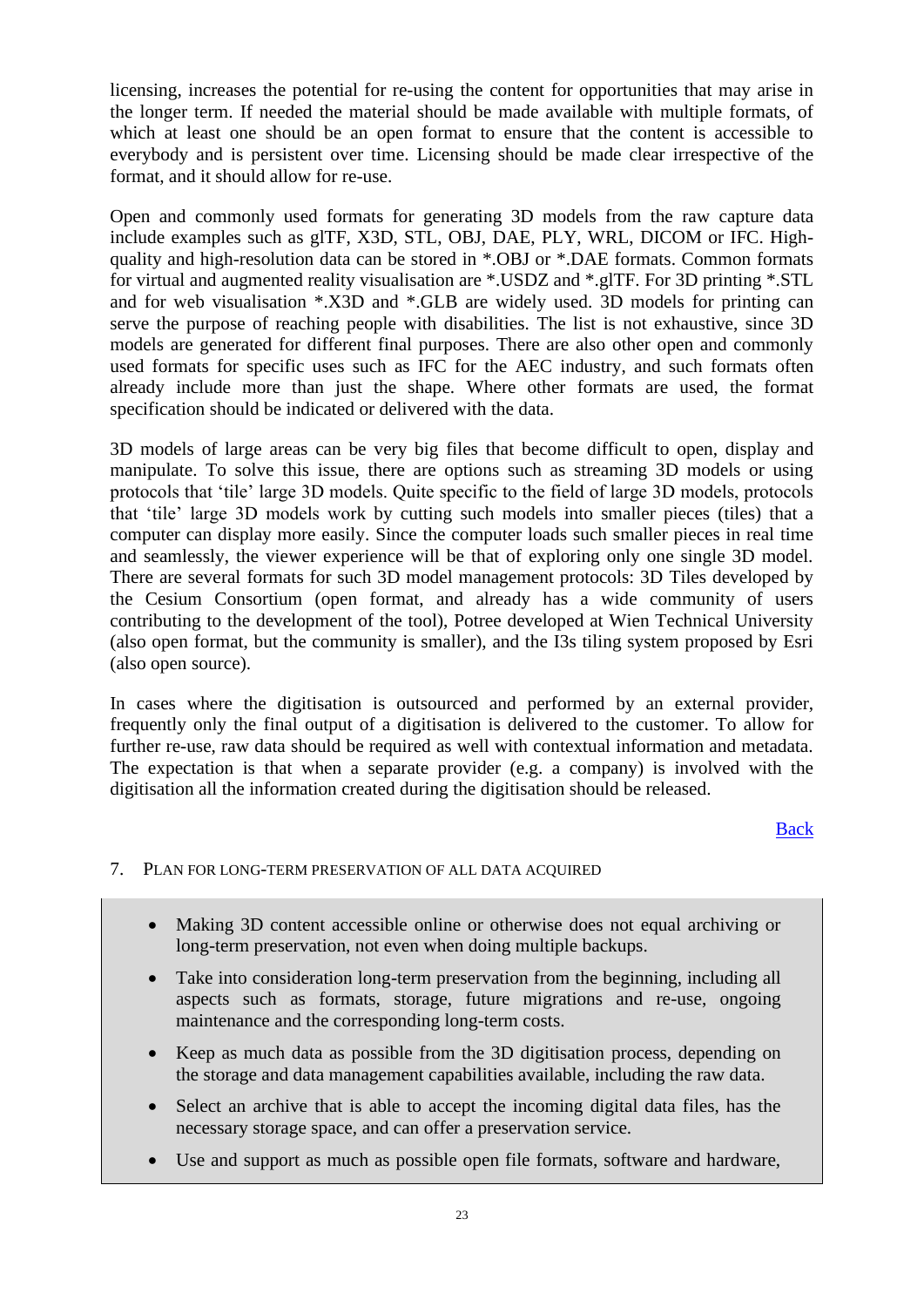licensing, increases the potential for re-using the content for opportunities that may arise in the longer term. If needed the material should be made available with multiple formats, of which at least one should be an open format to ensure that the content is accessible to everybody and is persistent over time. Licensing should be made clear irrespective of the format, and it should allow for re-use.

Open and commonly used formats for generating 3D models from the raw capture data include examples such as glTF, X3D, STL, OBJ, DAE, PLY, WRL, DICOM or IFC. High-quality and high-resolution data can be stored in *.OBJ or *.DAE formats. Common formats for virtual and augmented reality visualisation are *.USDZ and *.glTF. For 3D printing *.STL and for web visualisation *.X3D and *.GLB are widely used. 3D models for printing can serve the purpose of reaching people with disabilities. The list is not exhaustive, since 3D models are generated for different final purposes. There are also other open and commonly used formats for specific uses such as IFC for the AEC industry, and such formats often already include more than just the shape. Where other formats are used, the format specification should be indicated or delivered with the data.

3D models of large areas can be very big files that become difficult to open, display and manipulate. To solve this issue, there are options such as streaming 3D models or using protocols that 'tile' large 3D models. Quite specific to the field of large 3D models, protocols that 'tile' large 3D models work by cutting such models into smaller pieces (tiles) that a computer can display more easily. Since the computer loads such smaller pieces in real time and seamlessly, the viewer experience will be that of exploring only one single 3D model. There are several formats for such 3D model management protocols: 3D Tiles developed by the Cesium Consortium (open format, and already has a wide community of users contributing to the development of the tool), Potree developed at Wien Technical University (also open format, but the community is smaller), and the I3s tiling system proposed by Esri (also open source).

In cases where the digitisation is outsourced and performed by an external provider, frequently only the final output of a digitisation is delivered to the customer. To allow for further re-use, raw data should be required as well with contextual information and metadata. The expectation is that when a separate provider (e.g. a company) is involved with the digitisation all the information created during the digitisation should be released.

Back

## 7. Plan for long-term preservation of all data acquired

- Making 3D content accessible online or otherwise does not equal archiving or long-term preservation, not even when doing multiple backups.
- Take into consideration long-term preservation from the beginning, including all aspects such as formats, storage, future migrations and re-use, ongoing maintenance and the corresponding long-term costs.
- Keep as much data as possible from the 3D digitisation process, depending on the storage and data management capabilities available, including the raw data.
- Select an archive that is able to accept the incoming digital data files, has the necessary storage space, and can offer a preservation service.
- Use and support as much as possible open file formats, software and hardware,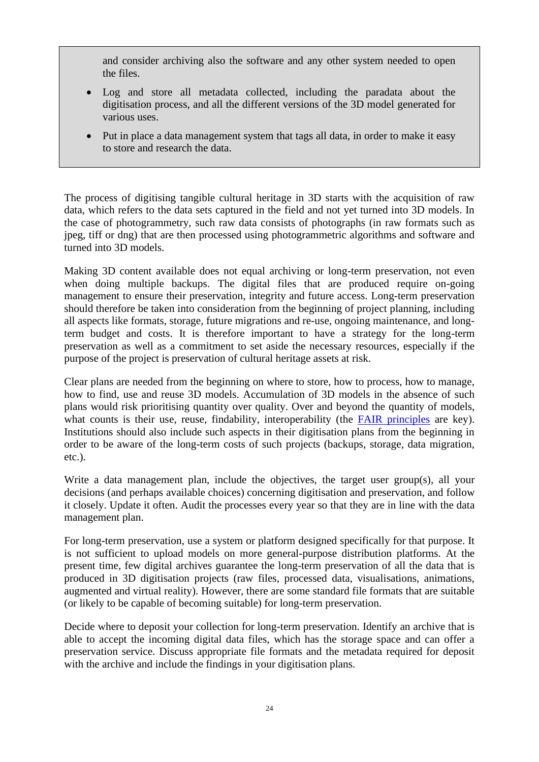> and consider archiving also the software and any other system needed to open the files.
>
> - Log and store all metadata collected, including the paradata about the digitisation process, and all the different versions of the 3D model generated for various uses.
> - Put in place a data management system that tags all data, in order to make it easy to store and research the data.

The process of digitising tangible cultural heritage in 3D starts with the acquisition of raw data, which refers to the data sets captured in the field and not yet turned into 3D models. In the case of photogrammetry, such raw data consists of photographs (in raw formats such as jpeg, tiff or dng) that are then processed using photogrammetric algorithms and software and turned into 3D models.

Making 3D content available does not equal archiving or long-term preservation, not even when doing multiple backups. The digital files that are produced require on-going management to ensure their preservation, integrity and future access. Long-term preservation should therefore be taken into consideration from the beginning of project planning, including all aspects like formats, storage, future migrations and re-use, ongoing maintenance, and long-term budget and costs. It is therefore important to have a strategy for the long-term preservation as well as a commitment to set aside the necessary resources, especially if the purpose of the project is preservation of cultural heritage assets at risk.

Clear plans are needed from the beginning on where to store, how to process, how to manage, how to find, use and reuse 3D models. Accumulation of 3D models in the absence of such plans would risk prioritising quantity over quality. Over and beyond the quantity of models, what counts is their use, reuse, findability, interoperability (the FAIR principles are key). Institutions should also include such aspects in their digitisation plans from the beginning in order to be aware of the long-term costs of such projects (backups, storage, data migration, etc.).

Write a data management plan, include the objectives, the target user group(s), all your decisions (and perhaps available choices) concerning digitisation and preservation, and follow it closely. Update it often. Audit the processes every year so that they are in line with the data management plan.

For long-term preservation, use a system or platform designed specifically for that purpose. It is not sufficient to upload models on more general-purpose distribution platforms. At the present time, few digital archives guarantee the long-term preservation of all the data that is produced in 3D digitisation projects (raw files, processed data, visualisations, animations, augmented and virtual reality). However, there are some standard file formats that are suitable (or likely to be capable of becoming suitable) for long-term preservation.

Decide where to deposit your collection for long-term preservation. Identify an archive that is able to accept the incoming digital data files, which has the storage space and can offer a preservation service. Discuss appropriate file formats and the metadata required for deposit with the archive and include the findings in your digitisation plans.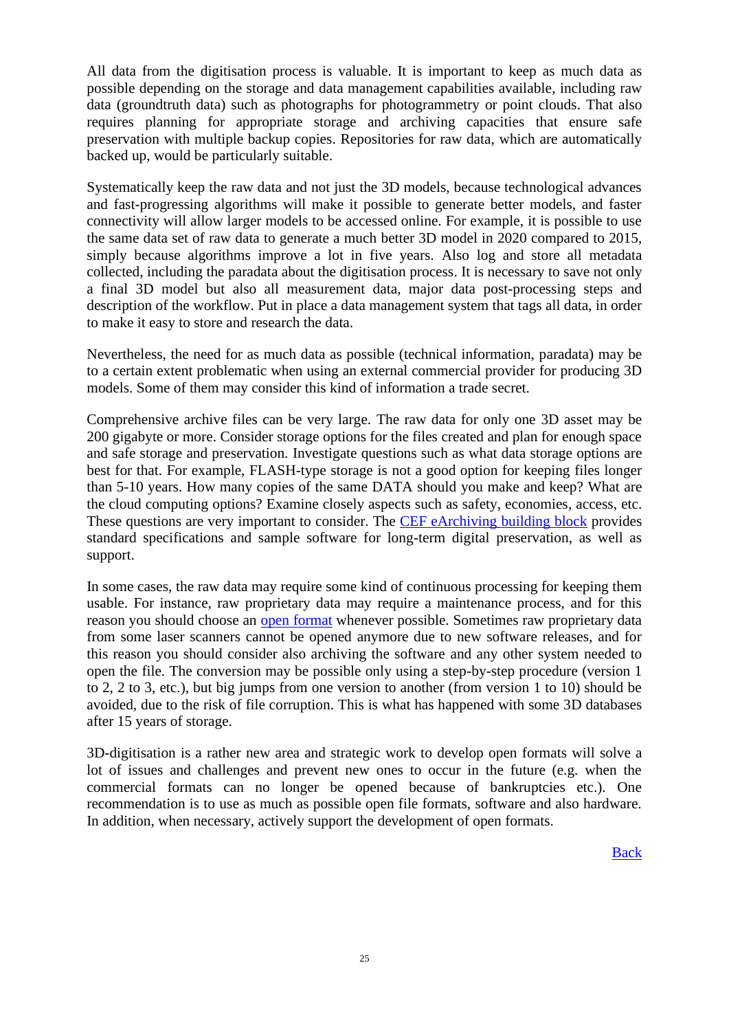All data from the digitisation process is valuable. It is important to keep as much data as possible depending on the storage and data management capabilities available, including raw data (groundtruth data) such as photographs for photogrammetry or point clouds. That also requires planning for appropriate storage and archiving capacities that ensure safe preservation with multiple backup copies. Repositories for raw data, which are automatically backed up, would be particularly suitable.

Systematically keep the raw data and not just the 3D models, because technological advances and fast-progressing algorithms will make it possible to generate better models, and faster connectivity will allow larger models to be accessed online. For example, it is possible to use the same data set of raw data to generate a much better 3D model in 2020 compared to 2015, simply because algorithms improve a lot in five years. Also log and store all metadata collected, including the paradata about the digitisation process. It is necessary to save not only a final 3D model but also all measurement data, major data post-processing steps and description of the workflow. Put in place a data management system that tags all data, in order to make it easy to store and research the data.

Nevertheless, the need for as much data as possible (technical information, paradata) may be to a certain extent problematic when using an external commercial provider for producing 3D models. Some of them may consider this kind of information a trade secret.

Comprehensive archive files can be very large. The raw data for only one 3D asset may be 200 gigabyte or more. Consider storage options for the files created and plan for enough space and safe storage and preservation. Investigate questions such as what data storage options are best for that. For example, FLASH-type storage is not a good option for keeping files longer than 5-10 years. How many copies of the same DATA should you make and keep? What are the cloud computing options? Examine closely aspects such as safety, economies, access, etc. These questions are very important to consider. The CEF eArchiving building block provides standard specifications and sample software for long-term digital preservation, as well as support.

In some cases, the raw data may require some kind of continuous processing for keeping them usable. For instance, raw proprietary data may require a maintenance process, and for this reason you should choose an open format whenever possible. Sometimes raw proprietary data from some laser scanners cannot be opened anymore due to new software releases, and for this reason you should consider also archiving the software and any other system needed to open the file. The conversion may be possible only using a step-by-step procedure (version 1 to 2, 2 to 3, etc.), but big jumps from one version to another (from version 1 to 10) should be avoided, due to the risk of file corruption. This is what has happened with some 3D databases after 15 years of storage.

3D-digitisation is a rather new area and strategic work to develop open formats will solve a lot of issues and challenges and prevent new ones to occur in the future (e.g. when the commercial formats can no longer be opened because of bankruptcies etc.). One recommendation is to use as much as possible open file formats, software and also hardware. In addition, when necessary, actively support the development of open formats.

Back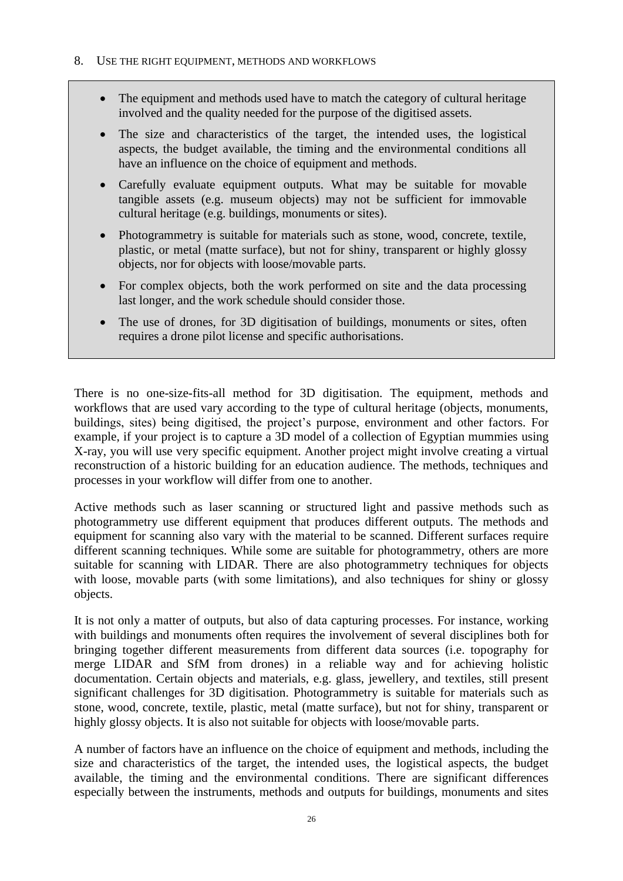## 8. Use the right equipment, methods and workflows

> - The equipment and methods used have to match the category of cultural heritage involved and the quality needed for the purpose of the digitised assets.
> - The size and characteristics of the target, the intended uses, the logistical aspects, the budget available, the timing and the environmental conditions all have an influence on the choice of equipment and methods.
> - Carefully evaluate equipment outputs. What may be suitable for movable tangible assets (e.g. museum objects) may not be sufficient for immovable cultural heritage (e.g. buildings, monuments or sites).
> - Photogrammetry is suitable for materials such as stone, wood, concrete, textile, plastic, or metal (matte surface), but not for shiny, transparent or highly glossy objects, nor for objects with loose/movable parts.
> - For complex objects, both the work performed on site and the data processing last longer, and the work schedule should consider those.
> - The use of drones, for 3D digitisation of buildings, monuments or sites, often requires a drone pilot license and specific authorisations.

There is no one-size-fits-all method for 3D digitisation. The equipment, methods and workflows that are used vary according to the type of cultural heritage (objects, monuments, buildings, sites) being digitised, the project's purpose, environment and other factors. For example, if your project is to capture a 3D model of a collection of Egyptian mummies using X-ray, you will use very specific equipment. Another project might involve creating a virtual reconstruction of a historic building for an education audience. The methods, techniques and processes in your workflow will differ from one to another.

Active methods such as laser scanning or structured light and passive methods such as photogrammetry use different equipment that produces different outputs. The methods and equipment for scanning also vary with the material to be scanned. Different surfaces require different scanning techniques. While some are suitable for photogrammetry, others are more suitable for scanning with LIDAR. There are also photogrammetry techniques for objects with loose, movable parts (with some limitations), and also techniques for shiny or glossy objects.

It is not only a matter of outputs, but also of data capturing processes. For instance, working with buildings and monuments often requires the involvement of several disciplines both for bringing together different measurements from different data sources (i.e. topography for merge LIDAR and SfM from drones) in a reliable way and for achieving holistic documentation. Certain objects and materials, e.g. glass, jewellery, and textiles, still present significant challenges for 3D digitisation. Photogrammetry is suitable for materials such as stone, wood, concrete, textile, plastic, metal (matte surface), but not for shiny, transparent or highly glossy objects. It is also not suitable for objects with loose/movable parts.

A number of factors have an influence on the choice of equipment and methods, including the size and characteristics of the target, the intended uses, the logistical aspects, the budget available, the timing and the environmental conditions. There are significant differences especially between the instruments, methods and outputs for buildings, monuments and sites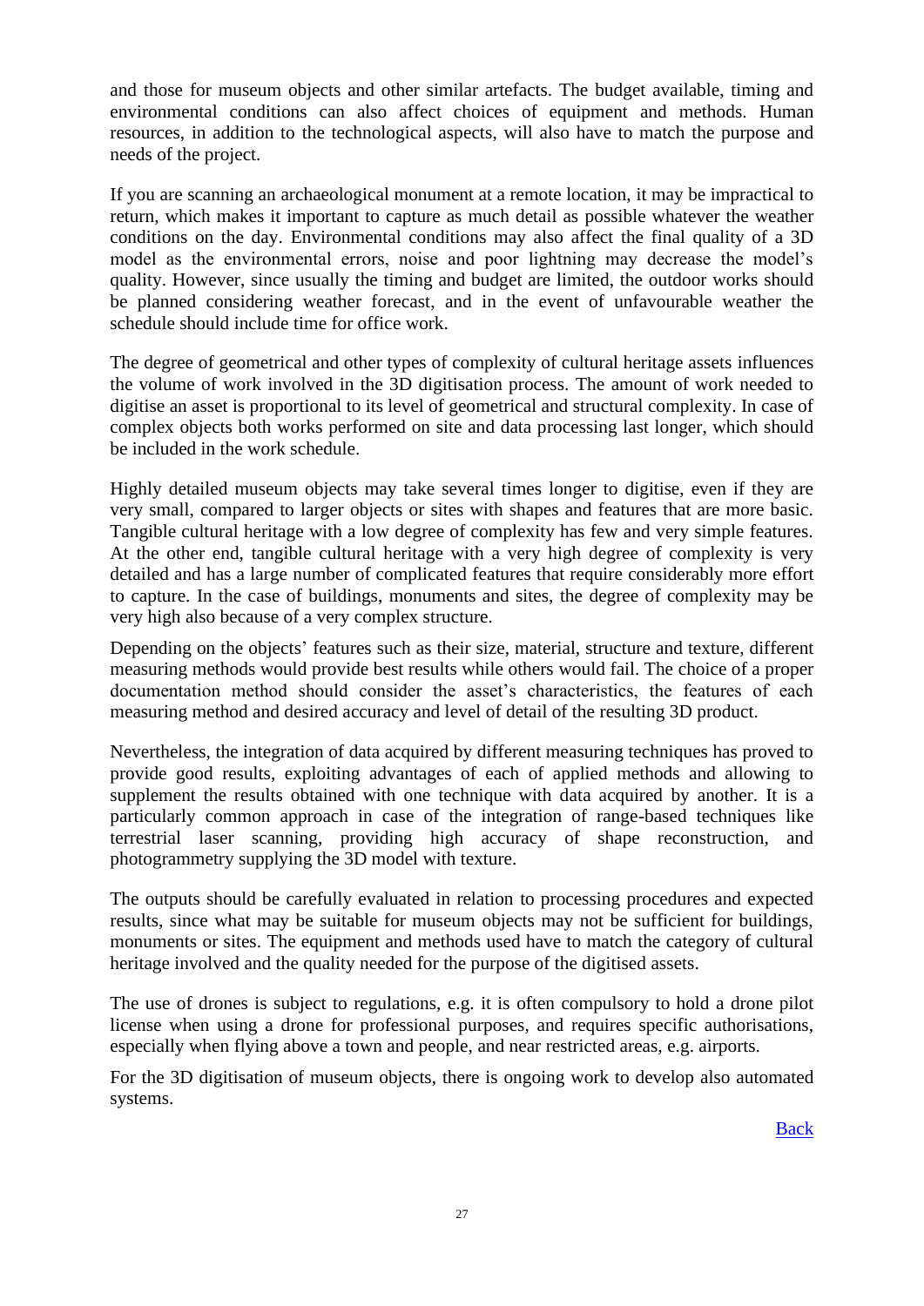and those for museum objects and other similar artefacts. The budget available, timing and environmental conditions can also affect choices of equipment and methods. Human resources, in addition to the technological aspects, will also have to match the purpose and needs of the project.

If you are scanning an archaeological monument at a remote location, it may be impractical to return, which makes it important to capture as much detail as possible whatever the weather conditions on the day. Environmental conditions may also affect the final quality of a 3D model as the environmental errors, noise and poor lightning may decrease the model's quality. However, since usually the timing and budget are limited, the outdoor works should be planned considering weather forecast, and in the event of unfavourable weather the schedule should include time for office work.

The degree of geometrical and other types of complexity of cultural heritage assets influences the volume of work involved in the 3D digitisation process. The amount of work needed to digitise an asset is proportional to its level of geometrical and structural complexity. In case of complex objects both works performed on site and data processing last longer, which should be included in the work schedule.

Highly detailed museum objects may take several times longer to digitise, even if they are very small, compared to larger objects or sites with shapes and features that are more basic. Tangible cultural heritage with a low degree of complexity has few and very simple features. At the other end, tangible cultural heritage with a very high degree of complexity is very detailed and has a large number of complicated features that require considerably more effort to capture. In the case of buildings, monuments and sites, the degree of complexity may be very high also because of a very complex structure.

Depending on the objects' features such as their size, material, structure and texture, different measuring methods would provide best results while others would fail. The choice of a proper documentation method should consider the asset's characteristics, the features of each measuring method and desired accuracy and level of detail of the resulting 3D product.

Nevertheless, the integration of data acquired by different measuring techniques has proved to provide good results, exploiting advantages of each of applied methods and allowing to supplement the results obtained with one technique with data acquired by another. It is a particularly common approach in case of the integration of range-based techniques like terrestrial laser scanning, providing high accuracy of shape reconstruction, and photogrammetry supplying the 3D model with texture.

The outputs should be carefully evaluated in relation to processing procedures and expected results, since what may be suitable for museum objects may not be sufficient for buildings, monuments or sites. The equipment and methods used have to match the category of cultural heritage involved and the quality needed for the purpose of the digitised assets.

The use of drones is subject to regulations, e.g. it is often compulsory to hold a drone pilot license when using a drone for professional purposes, and requires specific authorisations, especially when flying above a town and people, and near restricted areas, e.g. airports.

For the 3D digitisation of museum objects, there is ongoing work to develop also automated systems.

Back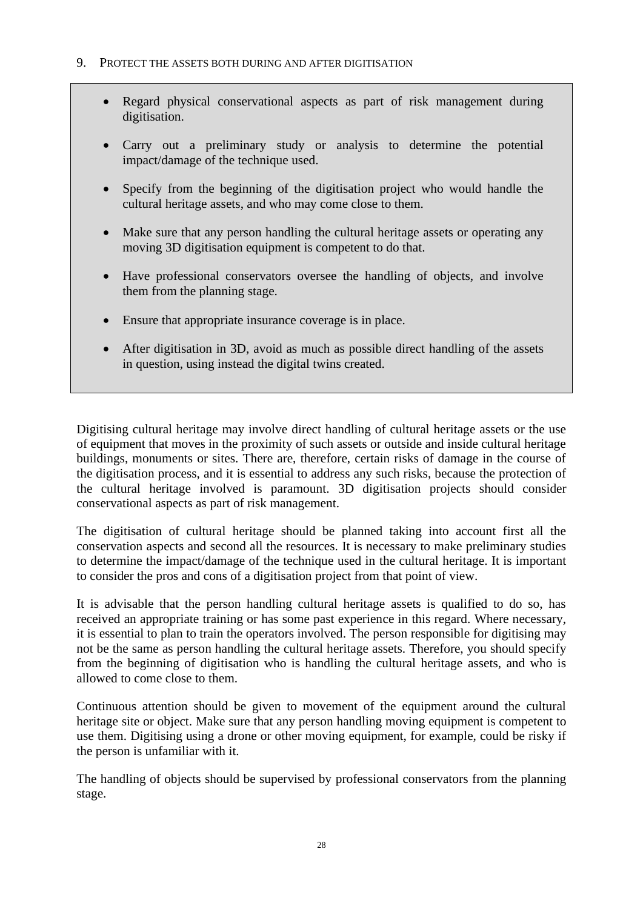9. PROTECT THE ASSETS BOTH DURING AND AFTER DIGITISATION

> - Regard physical conservational aspects as part of risk management during digitisation.
> - Carry out a preliminary study or analysis to determine the potential impact/damage of the technique used.
> - Specify from the beginning of the digitisation project who would handle the cultural heritage assets, and who may come close to them.
> - Make sure that any person handling the cultural heritage assets or operating any moving 3D digitisation equipment is competent to do that.
> - Have professional conservators oversee the handling of objects, and involve them from the planning stage.
> - Ensure that appropriate insurance coverage is in place.
> - After digitisation in 3D, avoid as much as possible direct handling of the assets in question, using instead the digital twins created.

Digitising cultural heritage may involve direct handling of cultural heritage assets or the use of equipment that moves in the proximity of such assets or outside and inside cultural heritage buildings, monuments or sites. There are, therefore, certain risks of damage in the course of the digitisation process, and it is essential to address any such risks, because the protection of the cultural heritage involved is paramount. 3D digitisation projects should consider conservational aspects as part of risk management.

The digitisation of cultural heritage should be planned taking into account first all the conservation aspects and second all the resources. It is necessary to make preliminary studies to determine the impact/damage of the technique used in the cultural heritage. It is important to consider the pros and cons of a digitisation project from that point of view.

It is advisable that the person handling cultural heritage assets is qualified to do so, has received an appropriate training or has some past experience in this regard. Where necessary, it is essential to plan to train the operators involved. The person responsible for digitising may not be the same as person handling the cultural heritage assets. Therefore, you should specify from the beginning of digitisation who is handling the cultural heritage assets, and who is allowed to come close to them.

Continuous attention should be given to movement of the equipment around the cultural heritage site or object. Make sure that any person handling moving equipment is competent to use them. Digitising using a drone or other moving equipment, for example, could be risky if the person is unfamiliar with it.

The handling of objects should be supervised by professional conservators from the planning stage.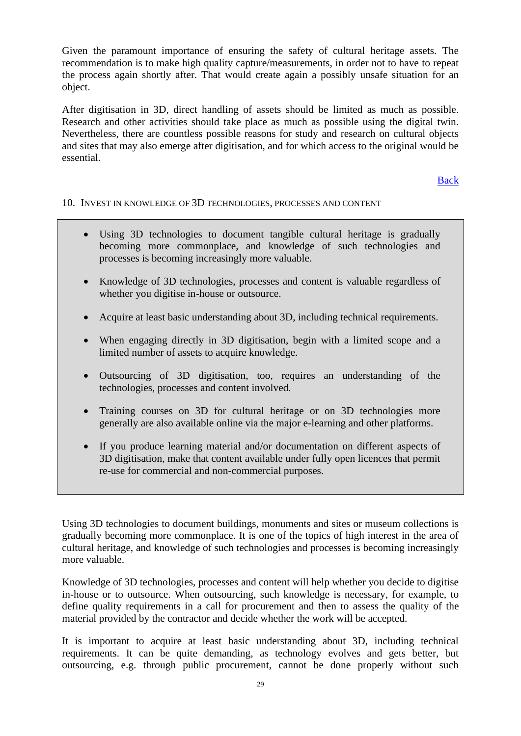Given the paramount importance of ensuring the safety of cultural heritage assets. The recommendation is to make high quality capture/measurements, in order not to have to repeat the process again shortly after. That would create again a possibly unsafe situation for an object.

After digitisation in 3D, direct handling of assets should be limited as much as possible. Research and other activities should take place as much as possible using the digital twin. Nevertheless, there are countless possible reasons for study and research on cultural objects and sites that may also emerge after digitisation, and for which access to the original would be essential.

Back

## 10. Invest in knowledge of 3D technologies, processes and content

- Using 3D technologies to document tangible cultural heritage is gradually becoming more commonplace, and knowledge of such technologies and processes is becoming increasingly more valuable.
- Knowledge of 3D technologies, processes and content is valuable regardless of whether you digitise in-house or outsource.
- Acquire at least basic understanding about 3D, including technical requirements.
- When engaging directly in 3D digitisation, begin with a limited scope and a limited number of assets to acquire knowledge.
- Outsourcing of 3D digitisation, too, requires an understanding of the technologies, processes and content involved.
- Training courses on 3D for cultural heritage or on 3D technologies more generally are also available online via the major e-learning and other platforms.
- If you produce learning material and/or documentation on different aspects of 3D digitisation, make that content available under fully open licences that permit re-use for commercial and non-commercial purposes.

Using 3D technologies to document buildings, monuments and sites or museum collections is gradually becoming more commonplace. It is one of the topics of high interest in the area of cultural heritage, and knowledge of such technologies and processes is becoming increasingly more valuable.

Knowledge of 3D technologies, processes and content will help whether you decide to digitise in-house or to outsource. When outsourcing, such knowledge is necessary, for example, to define quality requirements in a call for procurement and then to assess the quality of the material provided by the contractor and decide whether the work will be accepted.

It is important to acquire at least basic understanding about 3D, including technical requirements. It can be quite demanding, as technology evolves and gets better, but outsourcing, e.g. through public procurement, cannot be done properly without such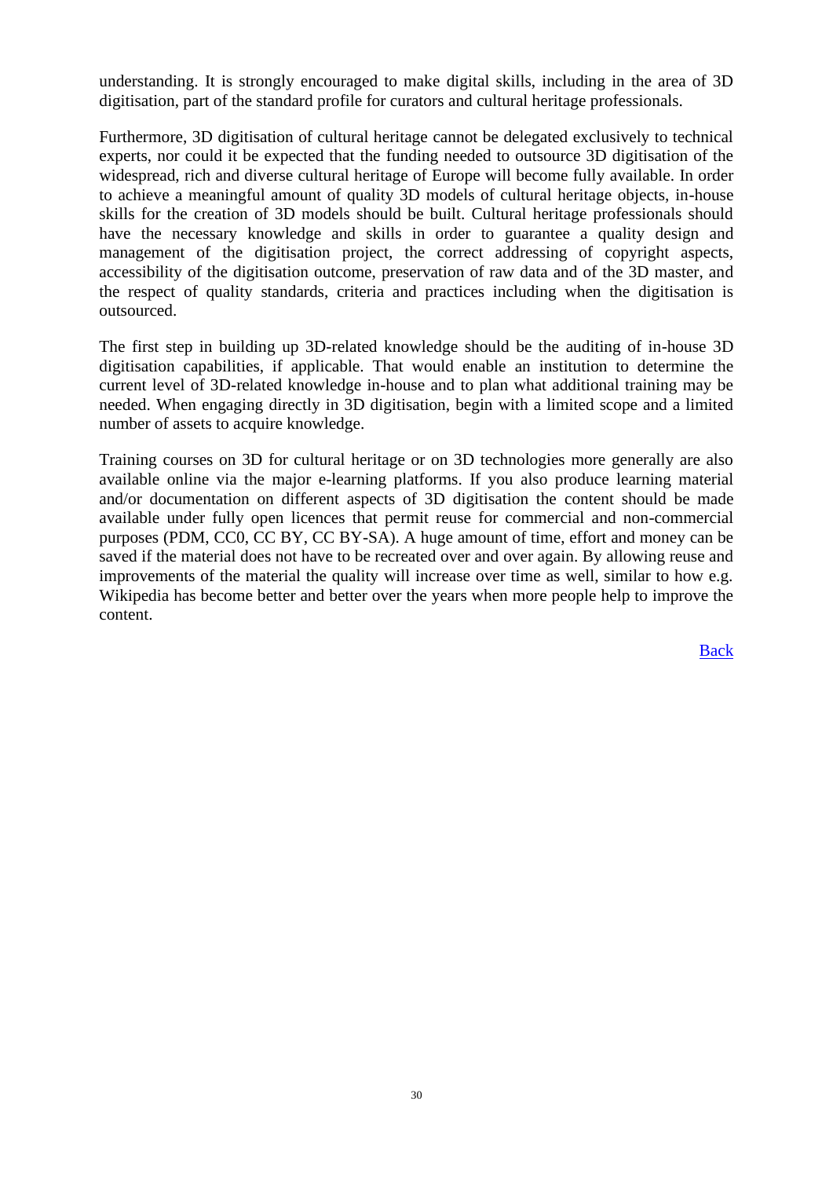understanding. It is strongly encouraged to make digital skills, including in the area of 3D digitisation, part of the standard profile for curators and cultural heritage professionals.

Furthermore, 3D digitisation of cultural heritage cannot be delegated exclusively to technical experts, nor could it be expected that the funding needed to outsource 3D digitisation of the widespread, rich and diverse cultural heritage of Europe will become fully available. In order to achieve a meaningful amount of quality 3D models of cultural heritage objects, in-house skills for the creation of 3D models should be built. Cultural heritage professionals should have the necessary knowledge and skills in order to guarantee a quality design and management of the digitisation project, the correct addressing of copyright aspects, accessibility of the digitisation outcome, preservation of raw data and of the 3D master, and the respect of quality standards, criteria and practices including when the digitisation is outsourced.

The first step in building up 3D-related knowledge should be the auditing of in-house 3D digitisation capabilities, if applicable. That would enable an institution to determine the current level of 3D-related knowledge in-house and to plan what additional training may be needed. When engaging directly in 3D digitisation, begin with a limited scope and a limited number of assets to acquire knowledge.

Training courses on 3D for cultural heritage or on 3D technologies more generally are also available online via the major e-learning platforms. If you also produce learning material and/or documentation on different aspects of 3D digitisation the content should be made available under fully open licences that permit reuse for commercial and non-commercial purposes (PDM, CC0, CC BY, CC BY-SA). A huge amount of time, effort and money can be saved if the material does not have to be recreated over and over again. By allowing reuse and improvements of the material the quality will increase over time as well, similar to how e.g. Wikipedia has become better and better over the years when more people help to improve the content.

Back